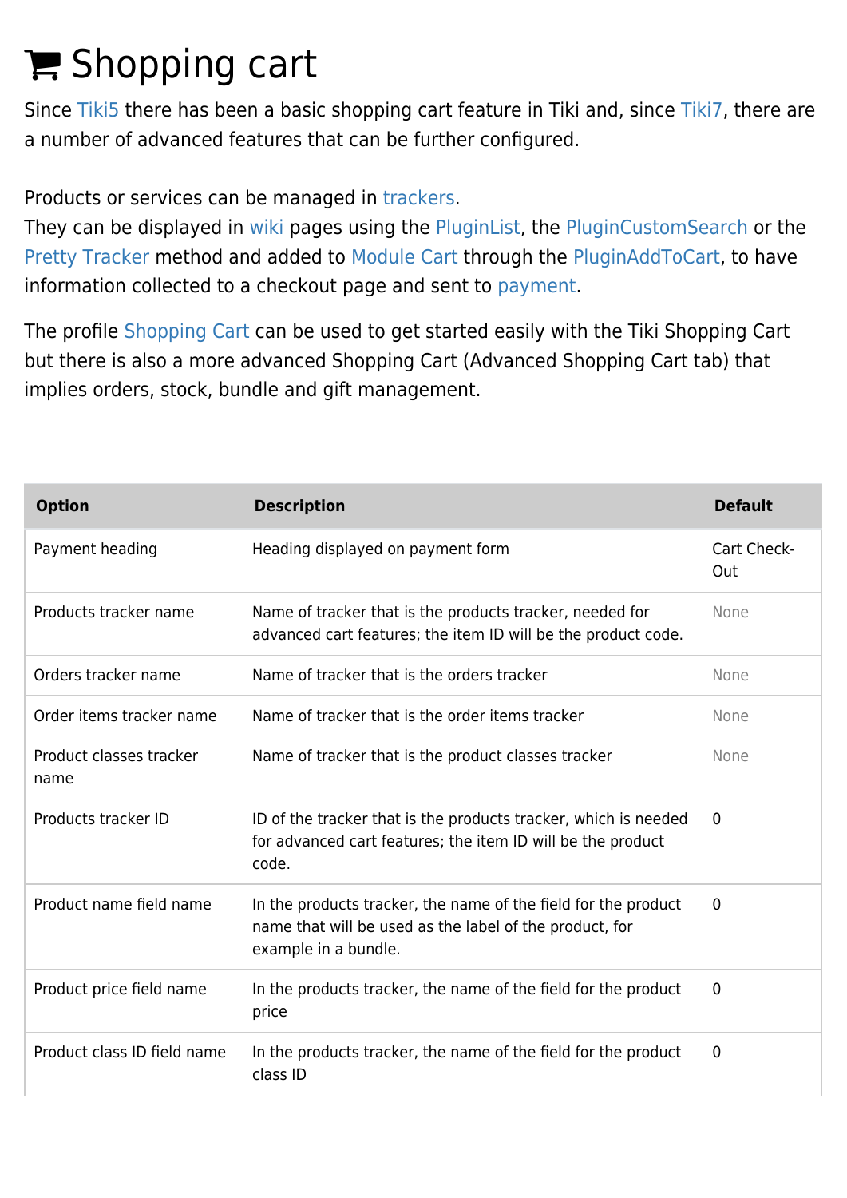# Shopping cart

Since Tiki5 there has been a basic shopping cart feature in Tiki and, since Tiki7, there are a number of advanced features that can be further configured.

Products or services can be managed in trackers.
They can be displayed in wiki pages using the PluginList, the PluginCustomSearch or the Pretty Tracker method and added to Module Cart through the PluginAddToCart, to have information collected to a checkout page and sent to payment.

The profile Shopping Cart can be used to get started easily with the Tiki Shopping Cart but there is also a more advanced Shopping Cart (Advanced Shopping Cart tab) that implies orders, stock, bundle and gift management.

| Option | Description | Default |
|---|---|---|
| Payment heading | Heading displayed on payment form | Cart Check-Out |
| Products tracker name | Name of tracker that is the products tracker, needed for advanced cart features; the item ID will be the product code. | None |
| Orders tracker name | Name of tracker that is the orders tracker | None |
| Order items tracker name | Name of tracker that is the order items tracker | None |
| Product classes tracker name | Name of tracker that is the product classes tracker | None |
| Products tracker ID | ID of the tracker that is the products tracker, which is needed for advanced cart features; the item ID will be the product code. | 0 |
| Product name field name | In the products tracker, the name of the field for the product name that will be used as the label of the product, for example in a bundle. | 0 |
| Product price field name | In the products tracker, the name of the field for the product price | 0 |
| Product class ID field name | In the products tracker, the name of the field for the product class ID | 0 |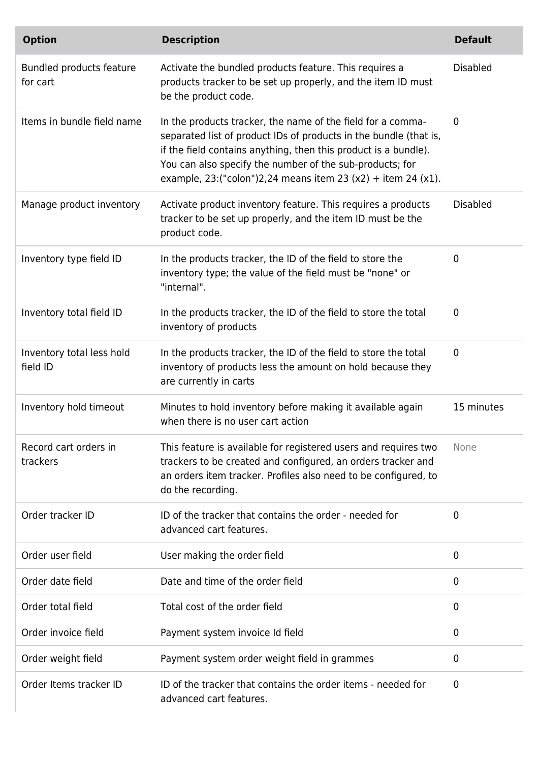| Option | Description | Default |
| --- | --- | --- |
| Bundled products feature for cart | Activate the bundled products feature. This requires a products tracker to be set up properly, and the item ID must be the product code. | Disabled |
| Items in bundle field name | In the products tracker, the name of the field for a comma-separated list of product IDs of products in the bundle (that is, if the field contains anything, then this product is a bundle). You can also specify the number of the sub-products; for example, 23:("colon")2,24 means item 23 (x2) + item 24 (x1). | 0 |
| Manage product inventory | Activate product inventory feature. This requires a products tracker to be set up properly, and the item ID must be the product code. | Disabled |
| Inventory type field ID | In the products tracker, the ID of the field to store the inventory type; the value of the field must be "none" or "internal". | 0 |
| Inventory total field ID | In the products tracker, the ID of the field to store the total inventory of products | 0 |
| Inventory total less hold field ID | In the products tracker, the ID of the field to store the total inventory of products less the amount on hold because they are currently in carts | 0 |
| Inventory hold timeout | Minutes to hold inventory before making it available again when there is no user cart action | 15 minutes |
| Record cart orders in trackers | This feature is available for registered users and requires two trackers to be created and configured, an orders tracker and an orders item tracker. Profiles also need to be configured, to do the recording. | None |
| Order tracker ID | ID of the tracker that contains the order - needed for advanced cart features. | 0 |
| Order user field | User making the order field | 0 |
| Order date field | Date and time of the order field | 0 |
| Order total field | Total cost of the order field | 0 |
| Order invoice field | Payment system invoice Id field | 0 |
| Order weight field | Payment system order weight field in grammes | 0 |
| Order Items tracker ID | ID of the tracker that contains the order items - needed for advanced cart features. | 0 |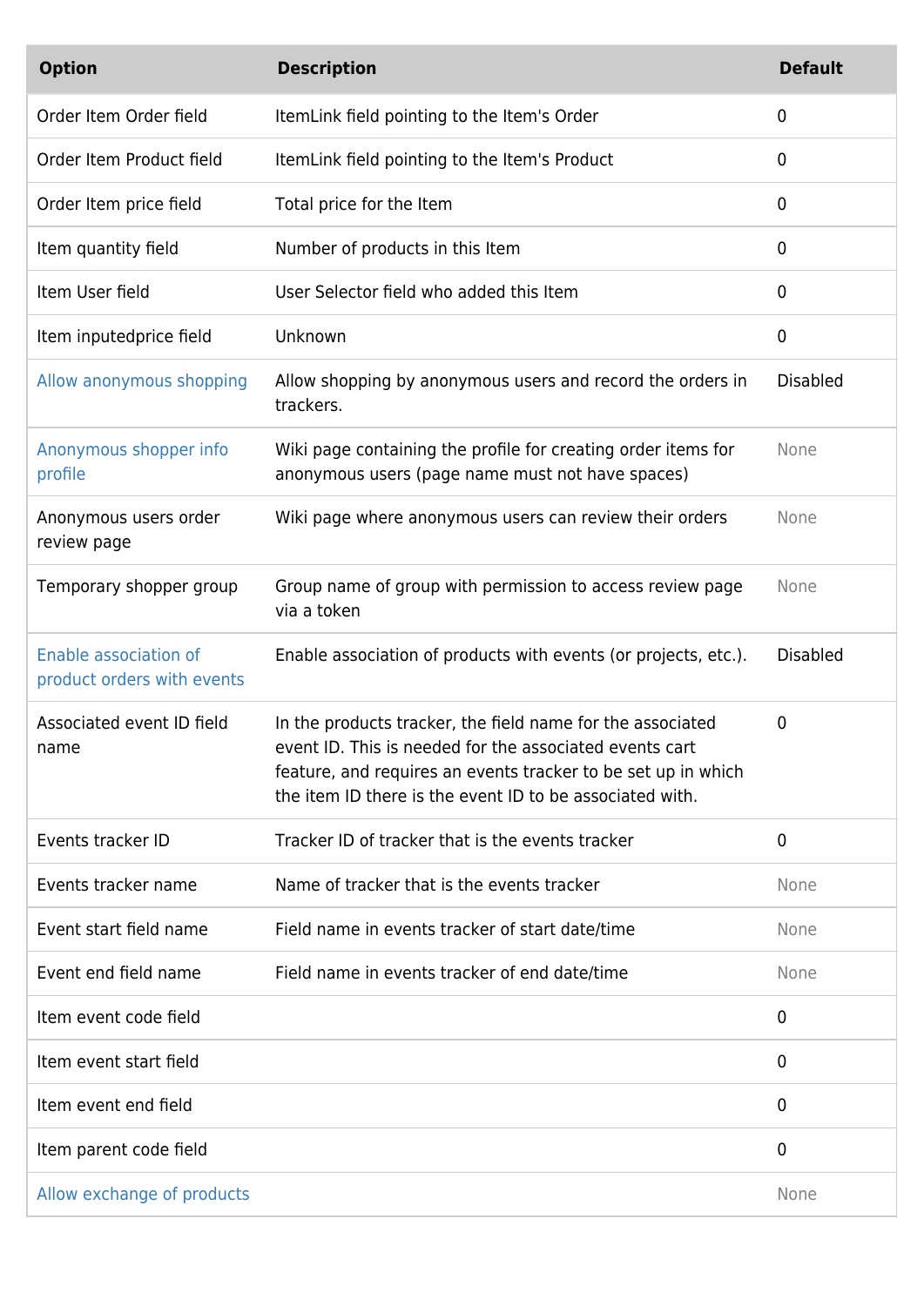| Option | Description | Default |
|---|---|---|
| Order Item Order field | ItemLink field pointing to the Item's Order | 0 |
| Order Item Product field | ItemLink field pointing to the Item's Product | 0 |
| Order Item price field | Total price for the Item | 0 |
| Item quantity field | Number of products in this Item | 0 |
| Item User field | User Selector field who added this Item | 0 |
| Item inputedprice field | Unknown | 0 |
| Allow anonymous shopping | Allow shopping by anonymous users and record the orders in trackers. | Disabled |
| Anonymous shopper info profile | Wiki page containing the profile for creating order items for anonymous users (page name must not have spaces) | None |
| Anonymous users order review page | Wiki page where anonymous users can review their orders | None |
| Temporary shopper group | Group name of group with permission to access review page via a token | None |
| Enable association of product orders with events | Enable association of products with events (or projects, etc.). | Disabled |
| Associated event ID field name | In the products tracker, the field name for the associated event ID. This is needed for the associated events cart feature, and requires an events tracker to be set up in which the item ID there is the event ID to be associated with. | 0 |
| Events tracker ID | Tracker ID of tracker that is the events tracker | 0 |
| Events tracker name | Name of tracker that is the events tracker | None |
| Event start field name | Field name in events tracker of start date/time | None |
| Event end field name | Field name in events tracker of end date/time | None |
| Item event code field | | 0 |
| Item event start field | | 0 |
| Item event end field | | 0 |
| Item parent code field | | 0 |
| Allow exchange of products | | None |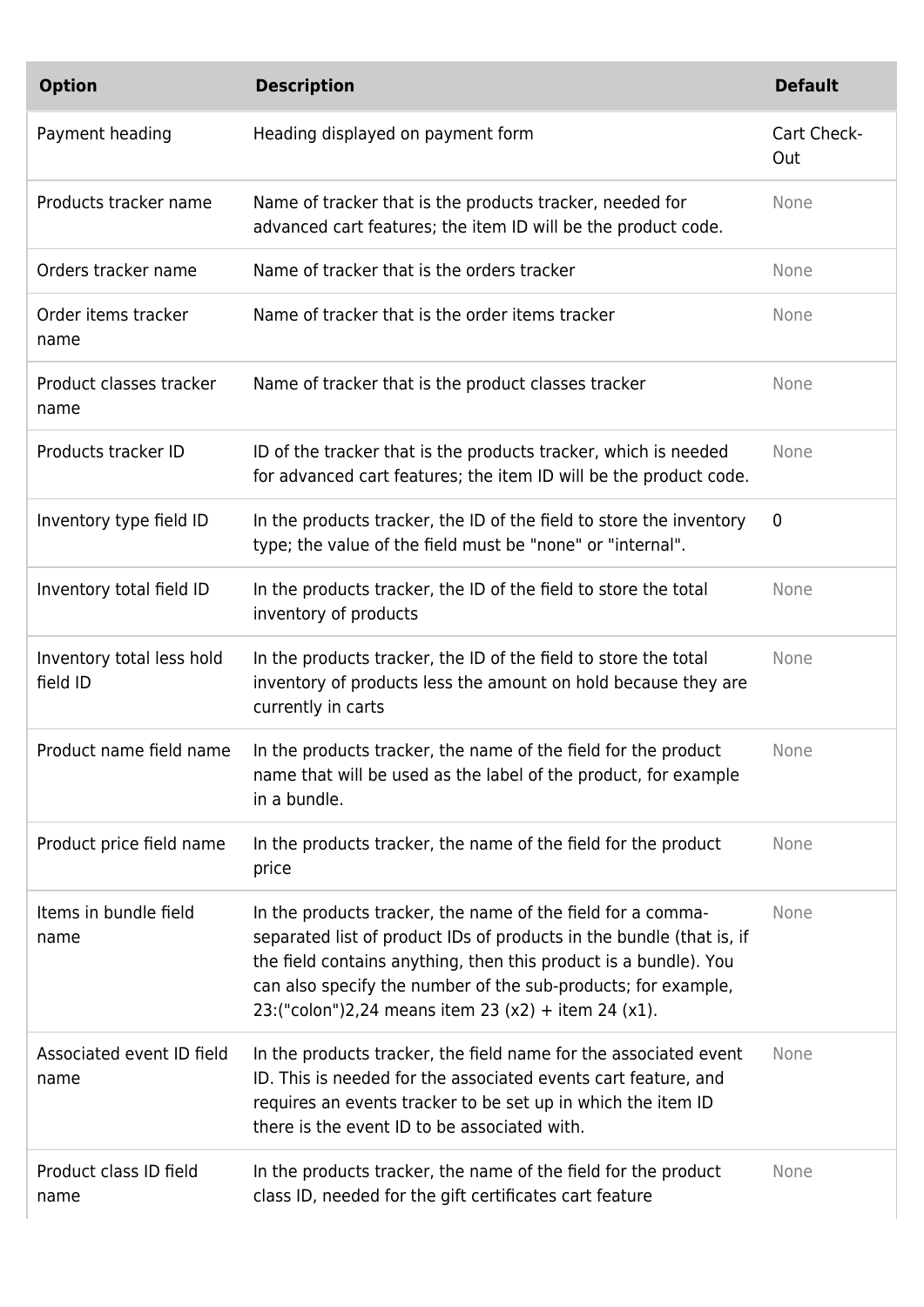| Option | Description | Default |
| --- | --- | --- |
| Payment heading | Heading displayed on payment form | Cart Check-Out |
| Products tracker name | Name of tracker that is the products tracker, needed for advanced cart features; the item ID will be the product code. | None |
| Orders tracker name | Name of tracker that is the orders tracker | None |
| Order items tracker name | Name of tracker that is the order items tracker | None |
| Product classes tracker name | Name of tracker that is the product classes tracker | None |
| Products tracker ID | ID of the tracker that is the products tracker, which is needed for advanced cart features; the item ID will be the product code. | None |
| Inventory type field ID | In the products tracker, the ID of the field to store the inventory type; the value of the field must be "none" or "internal". | 0 |
| Inventory total field ID | In the products tracker, the ID of the field to store the total inventory of products | None |
| Inventory total less hold field ID | In the products tracker, the ID of the field to store the total inventory of products less the amount on hold because they are currently in carts | None |
| Product name field name | In the products tracker, the name of the field for the product name that will be used as the label of the product, for example in a bundle. | None |
| Product price field name | In the products tracker, the name of the field for the product price | None |
| Items in bundle field name | In the products tracker, the name of the field for a comma-separated list of product IDs of products in the bundle (that is, if the field contains anything, then this product is a bundle). You can also specify the number of the sub-products; for example, 23:("colon")2,24 means item 23 (x2) + item 24 (x1). | None |
| Associated event ID field name | In the products tracker, the field name for the associated event ID. This is needed for the associated events cart feature, and requires an events tracker to be set up in which the item ID there is the event ID to be associated with. | None |
| Product class ID field name | In the products tracker, the name of the field for the product class ID, needed for the gift certificates cart feature | None |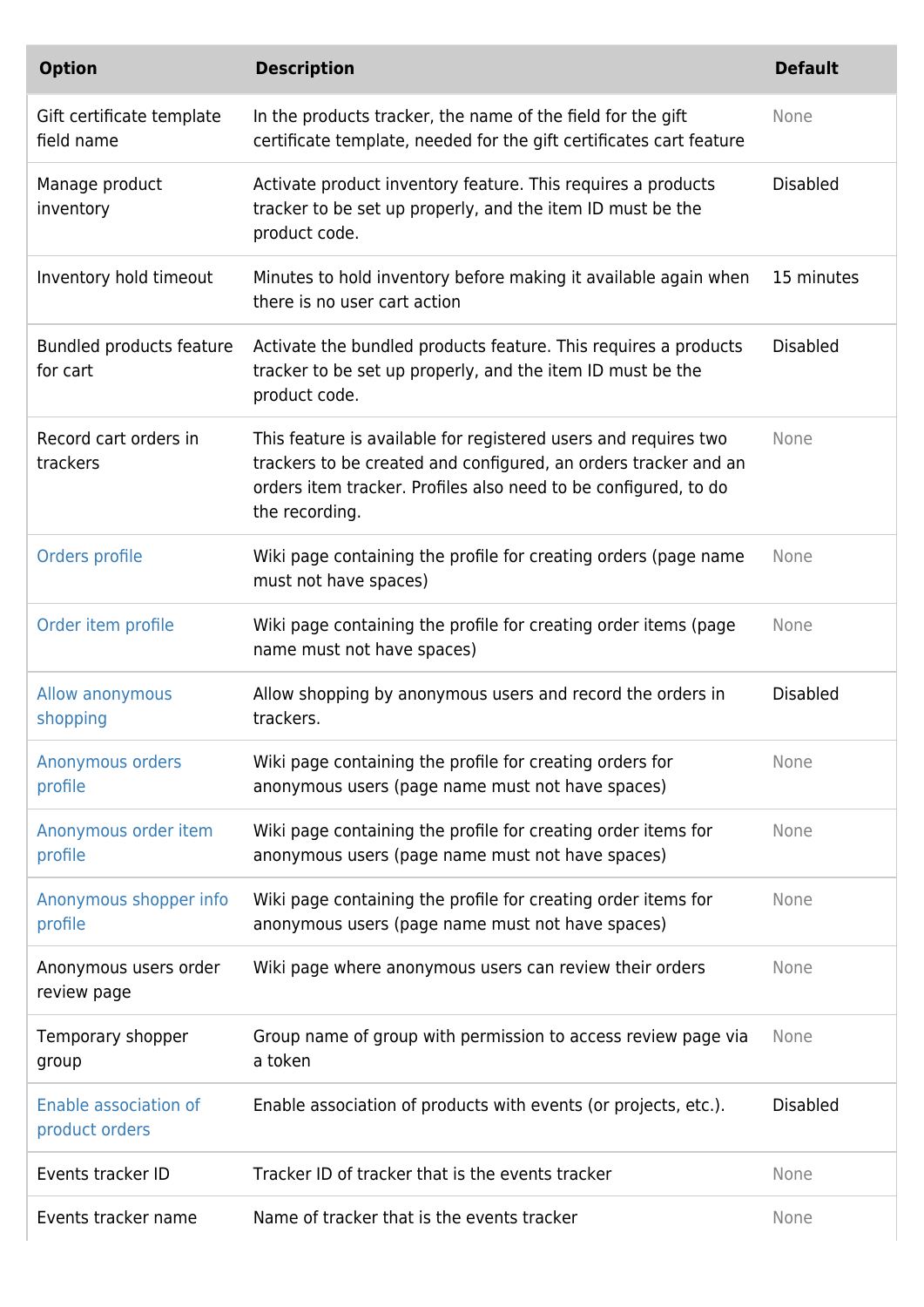| Option | Description | Default |
| --- | --- | --- |
| Gift certificate template field name | In the products tracker, the name of the field for the gift certificate template, needed for the gift certificates cart feature | None |
| Manage product inventory | Activate product inventory feature. This requires a products tracker to be set up properly, and the item ID must be the product code. | Disabled |
| Inventory hold timeout | Minutes to hold inventory before making it available again when there is no user cart action | 15 minutes |
| Bundled products feature for cart | Activate the bundled products feature. This requires a products tracker to be set up properly, and the item ID must be the product code. | Disabled |
| Record cart orders in trackers | This feature is available for registered users and requires two trackers to be created and configured, an orders tracker and an orders item tracker. Profiles also need to be configured, to do the recording. | None |
| Orders profile | Wiki page containing the profile for creating orders (page name must not have spaces) | None |
| Order item profile | Wiki page containing the profile for creating order items (page name must not have spaces) | None |
| Allow anonymous shopping | Allow shopping by anonymous users and record the orders in trackers. | Disabled |
| Anonymous orders profile | Wiki page containing the profile for creating orders for anonymous users (page name must not have spaces) | None |
| Anonymous order item profile | Wiki page containing the profile for creating order items for anonymous users (page name must not have spaces) | None |
| Anonymous shopper info profile | Wiki page containing the profile for creating order items for anonymous users (page name must not have spaces) | None |
| Anonymous users order review page | Wiki page where anonymous users can review their orders | None |
| Temporary shopper group | Group name of group with permission to access review page via a token | None |
| Enable association of product orders | Enable association of products with events (or projects, etc.). | Disabled |
| Events tracker ID | Tracker ID of tracker that is the events tracker | None |
| Events tracker name | Name of tracker that is the events tracker | None |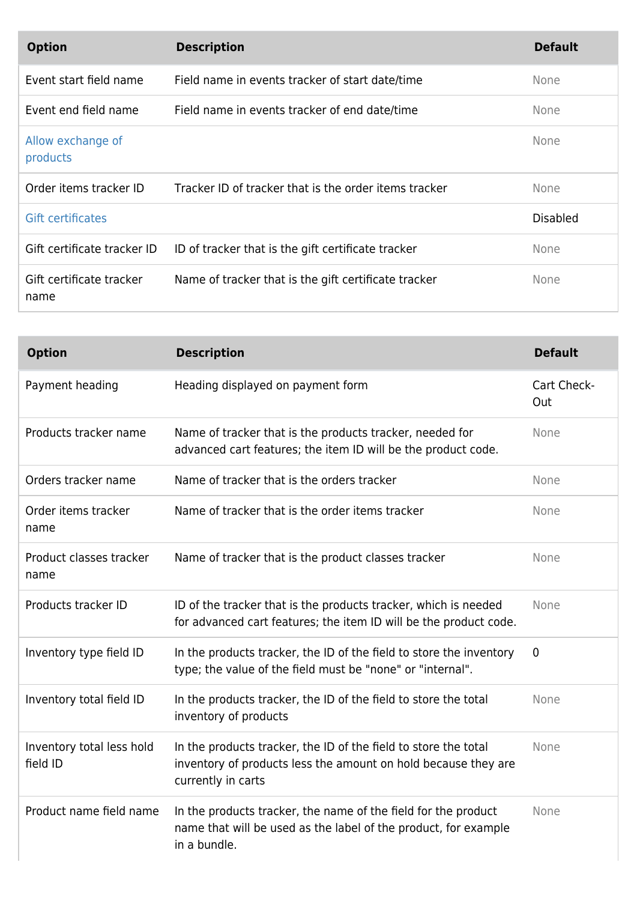| Option | Description | Default |
| --- | --- | --- |
| Event start field name | Field name in events tracker of start date/time | None |
| Event end field name | Field name in events tracker of end date/time | None |
| Allow exchange of products | | None |
| Order items tracker ID | Tracker ID of tracker that is the order items tracker | None |
| Gift certificates | | Disabled |
| Gift certificate tracker ID | ID of tracker that is the gift certificate tracker | None |
| Gift certificate tracker name | Name of tracker that is the gift certificate tracker | None |

| Option | Description | Default |
| --- | --- | --- |
| Payment heading | Heading displayed on payment form | Cart Check-Out |
| Products tracker name | Name of tracker that is the products tracker, needed for advanced cart features; the item ID will be the product code. | None |
| Orders tracker name | Name of tracker that is the orders tracker | None |
| Order items tracker name | Name of tracker that is the order items tracker | None |
| Product classes tracker name | Name of tracker that is the product classes tracker | None |
| Products tracker ID | ID of the tracker that is the products tracker, which is needed for advanced cart features; the item ID will be the product code. | None |
| Inventory type field ID | In the products tracker, the ID of the field to store the inventory type; the value of the field must be "none" or "internal". | 0 |
| Inventory total field ID | In the products tracker, the ID of the field to store the total inventory of products | None |
| Inventory total less hold field ID | In the products tracker, the ID of the field to store the total inventory of products less the amount on hold because they are currently in carts | None |
| Product name field name | In the products tracker, the name of the field for the product name that will be used as the label of the product, for example in a bundle. | None |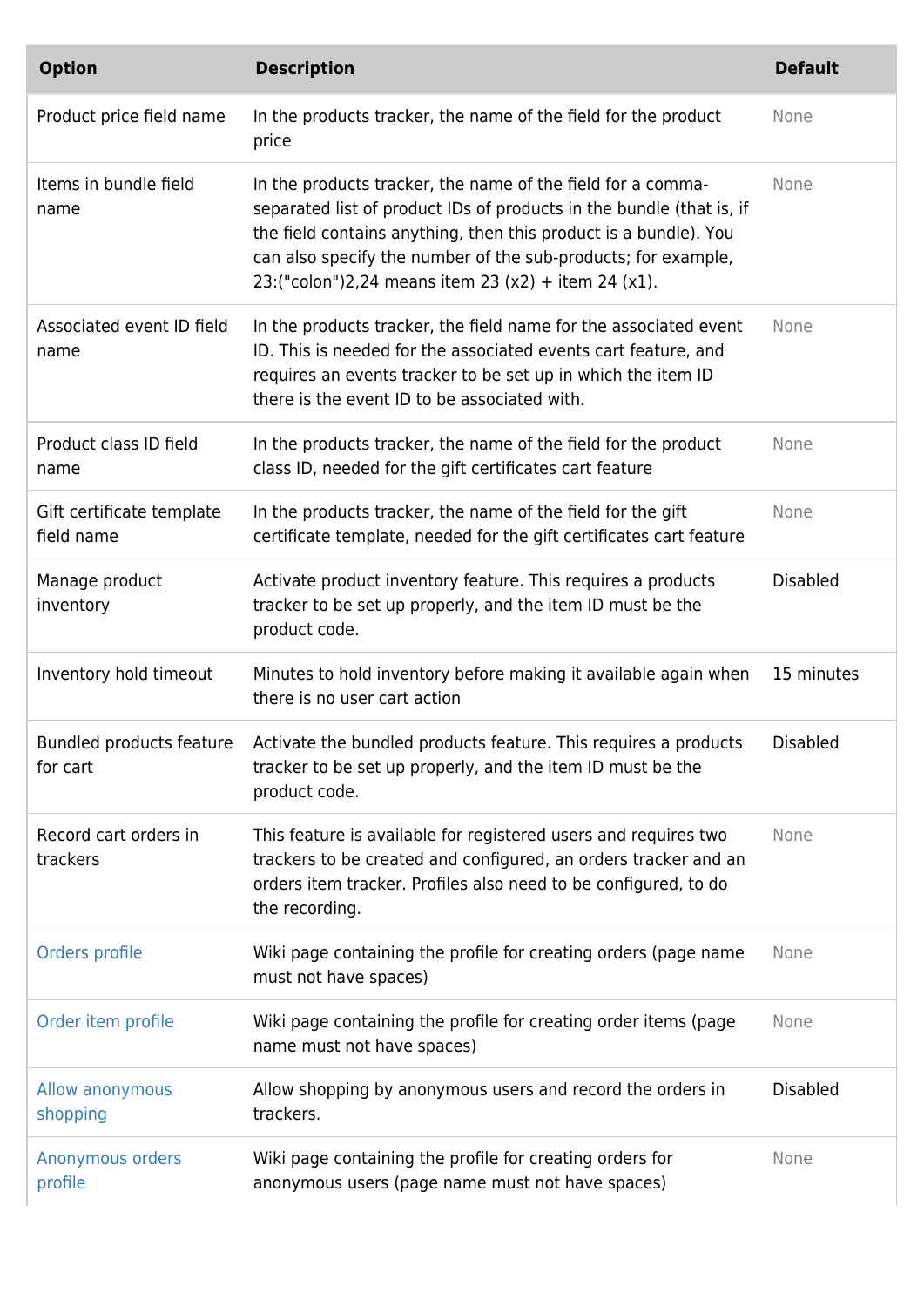| Option | Description | Default |
| --- | --- | --- |
| Product price field name | In the products tracker, the name of the field for the product price | None |
| Items in bundle field name | In the products tracker, the name of the field for a comma-separated list of product IDs of products in the bundle (that is, if the field contains anything, then this product is a bundle). You can also specify the number of the sub-products; for example, 23:("colon")2,24 means item 23 (x2) + item 24 (x1). | None |
| Associated event ID field name | In the products tracker, the field name for the associated event ID. This is needed for the associated events cart feature, and requires an events tracker to be set up in which the item ID there is the event ID to be associated with. | None |
| Product class ID field name | In the products tracker, the name of the field for the product class ID, needed for the gift certificates cart feature | None |
| Gift certificate template field name | In the products tracker, the name of the field for the gift certificate template, needed for the gift certificates cart feature | None |
| Manage product inventory | Activate product inventory feature. This requires a products tracker to be set up properly, and the item ID must be the product code. | Disabled |
| Inventory hold timeout | Minutes to hold inventory before making it available again when there is no user cart action | 15 minutes |
| Bundled products feature for cart | Activate the bundled products feature. This requires a products tracker to be set up properly, and the item ID must be the product code. | Disabled |
| Record cart orders in trackers | This feature is available for registered users and requires two trackers to be created and configured, an orders tracker and an orders item tracker. Profiles also need to be configured, to do the recording. | None |
| Orders profile | Wiki page containing the profile for creating orders (page name must not have spaces) | None |
| Order item profile | Wiki page containing the profile for creating order items (page name must not have spaces) | None |
| Allow anonymous shopping | Allow shopping by anonymous users and record the orders in trackers. | Disabled |
| Anonymous orders profile | Wiki page containing the profile for creating orders for anonymous users (page name must not have spaces) | None |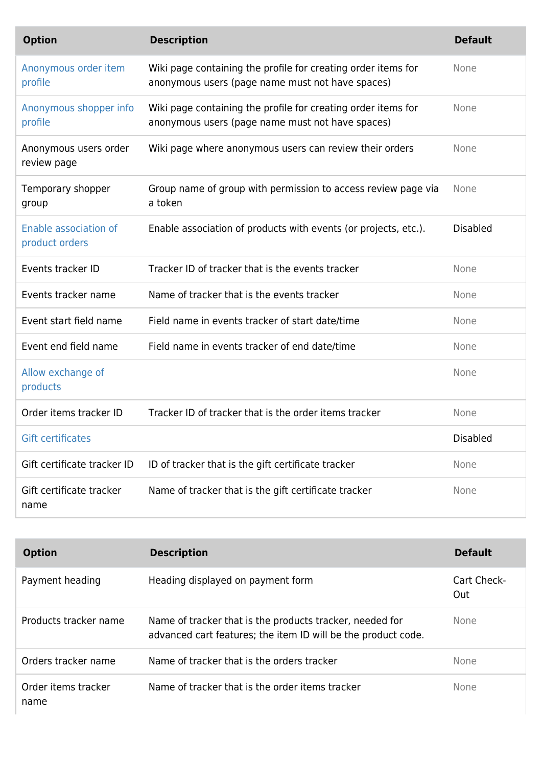| Option | Description | Default |
| --- | --- | --- |
| Anonymous order item profile | Wiki page containing the profile for creating order items for anonymous users (page name must not have spaces) | None |
| Anonymous shopper info profile | Wiki page containing the profile for creating order items for anonymous users (page name must not have spaces) | None |
| Anonymous users order review page | Wiki page where anonymous users can review their orders | None |
| Temporary shopper group | Group name of group with permission to access review page via a token | None |
| Enable association of product orders | Enable association of products with events (or projects, etc.). | Disabled |
| Events tracker ID | Tracker ID of tracker that is the events tracker | None |
| Events tracker name | Name of tracker that is the events tracker | None |
| Event start field name | Field name in events tracker of start date/time | None |
| Event end field name | Field name in events tracker of end date/time | None |
| Allow exchange of products | | None |
| Order items tracker ID | Tracker ID of tracker that is the order items tracker | None |
| Gift certificates | | Disabled |
| Gift certificate tracker ID | ID of tracker that is the gift certificate tracker | None |
| Gift certificate tracker name | Name of tracker that is the gift certificate tracker | None |

| Option | Description | Default |
| --- | --- | --- |
| Payment heading | Heading displayed on payment form | Cart Check-Out |
| Products tracker name | Name of tracker that is the products tracker, needed for advanced cart features; the item ID will be the product code. | None |
| Orders tracker name | Name of tracker that is the orders tracker | None |
| Order items tracker name | Name of tracker that is the order items tracker | None |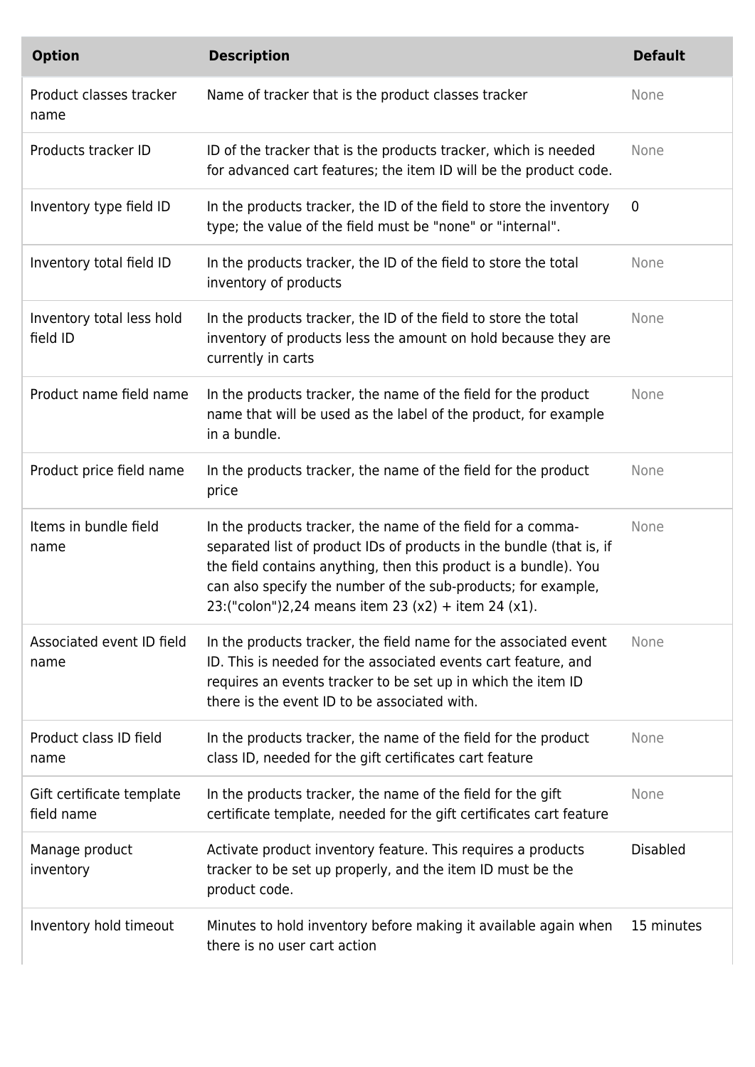| Option | Description | Default |
| --- | --- | --- |
| Product classes tracker name | Name of tracker that is the product classes tracker | None |
| Products tracker ID | ID of the tracker that is the products tracker, which is needed for advanced cart features; the item ID will be the product code. | None |
| Inventory type field ID | In the products tracker, the ID of the field to store the inventory type; the value of the field must be "none" or "internal". | 0 |
| Inventory total field ID | In the products tracker, the ID of the field to store the total inventory of products | None |
| Inventory total less hold field ID | In the products tracker, the ID of the field to store the total inventory of products less the amount on hold because they are currently in carts | None |
| Product name field name | In the products tracker, the name of the field for the product name that will be used as the label of the product, for example in a bundle. | None |
| Product price field name | In the products tracker, the name of the field for the product price | None |
| Items in bundle field name | In the products tracker, the name of the field for a comma-separated list of product IDs of products in the bundle (that is, if the field contains anything, then this product is a bundle). You can also specify the number of the sub-products; for example, 23:("colon")2,24 means item 23 (x2) + item 24 (x1). | None |
| Associated event ID field name | In the products tracker, the field name for the associated event ID. This is needed for the associated events cart feature, and requires an events tracker to be set up in which the item ID there is the event ID to be associated with. | None |
| Product class ID field name | In the products tracker, the name of the field for the product class ID, needed for the gift certificates cart feature | None |
| Gift certificate template field name | In the products tracker, the name of the field for the gift certificate template, needed for the gift certificates cart feature | None |
| Manage product inventory | Activate product inventory feature. This requires a products tracker to be set up properly, and the item ID must be the product code. | Disabled |
| Inventory hold timeout | Minutes to hold inventory before making it available again when there is no user cart action | 15 minutes |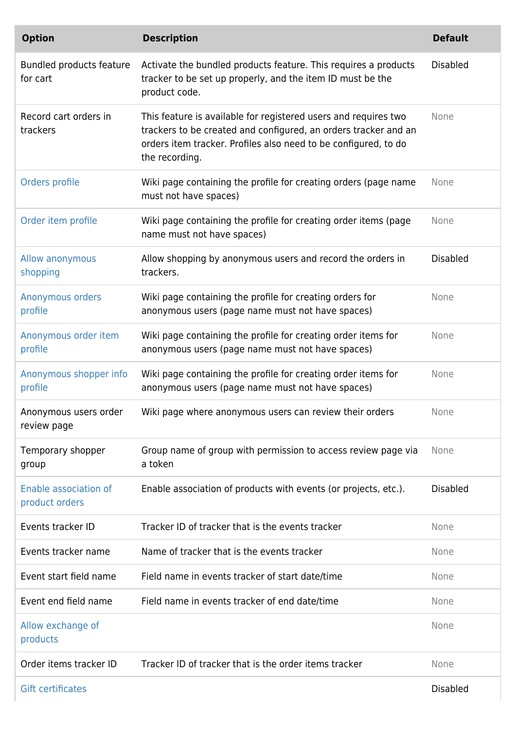| Option | Description | Default |
| --- | --- | --- |
| Bundled products feature for cart | Activate the bundled products feature. This requires a products tracker to be set up properly, and the item ID must be the product code. | Disabled |
| Record cart orders in trackers | This feature is available for registered users and requires two trackers to be created and configured, an orders tracker and an orders item tracker. Profiles also need to be configured, to do the recording. | None |
| Orders profile | Wiki page containing the profile for creating orders (page name must not have spaces) | None |
| Order item profile | Wiki page containing the profile for creating order items (page name must not have spaces) | None |
| Allow anonymous shopping | Allow shopping by anonymous users and record the orders in trackers. | Disabled |
| Anonymous orders profile | Wiki page containing the profile for creating orders for anonymous users (page name must not have spaces) | None |
| Anonymous order item profile | Wiki page containing the profile for creating order items for anonymous users (page name must not have spaces) | None |
| Anonymous shopper info profile | Wiki page containing the profile for creating order items for anonymous users (page name must not have spaces) | None |
| Anonymous users order review page | Wiki page where anonymous users can review their orders | None |
| Temporary shopper group | Group name of group with permission to access review page via a token | None |
| Enable association of product orders | Enable association of products with events (or projects, etc.). | Disabled |
| Events tracker ID | Tracker ID of tracker that is the events tracker | None |
| Events tracker name | Name of tracker that is the events tracker | None |
| Event start field name | Field name in events tracker of start date/time | None |
| Event end field name | Field name in events tracker of end date/time | None |
| Allow exchange of products | | None |
| Order items tracker ID | Tracker ID of tracker that is the order items tracker | None |
| Gift certificates | | Disabled |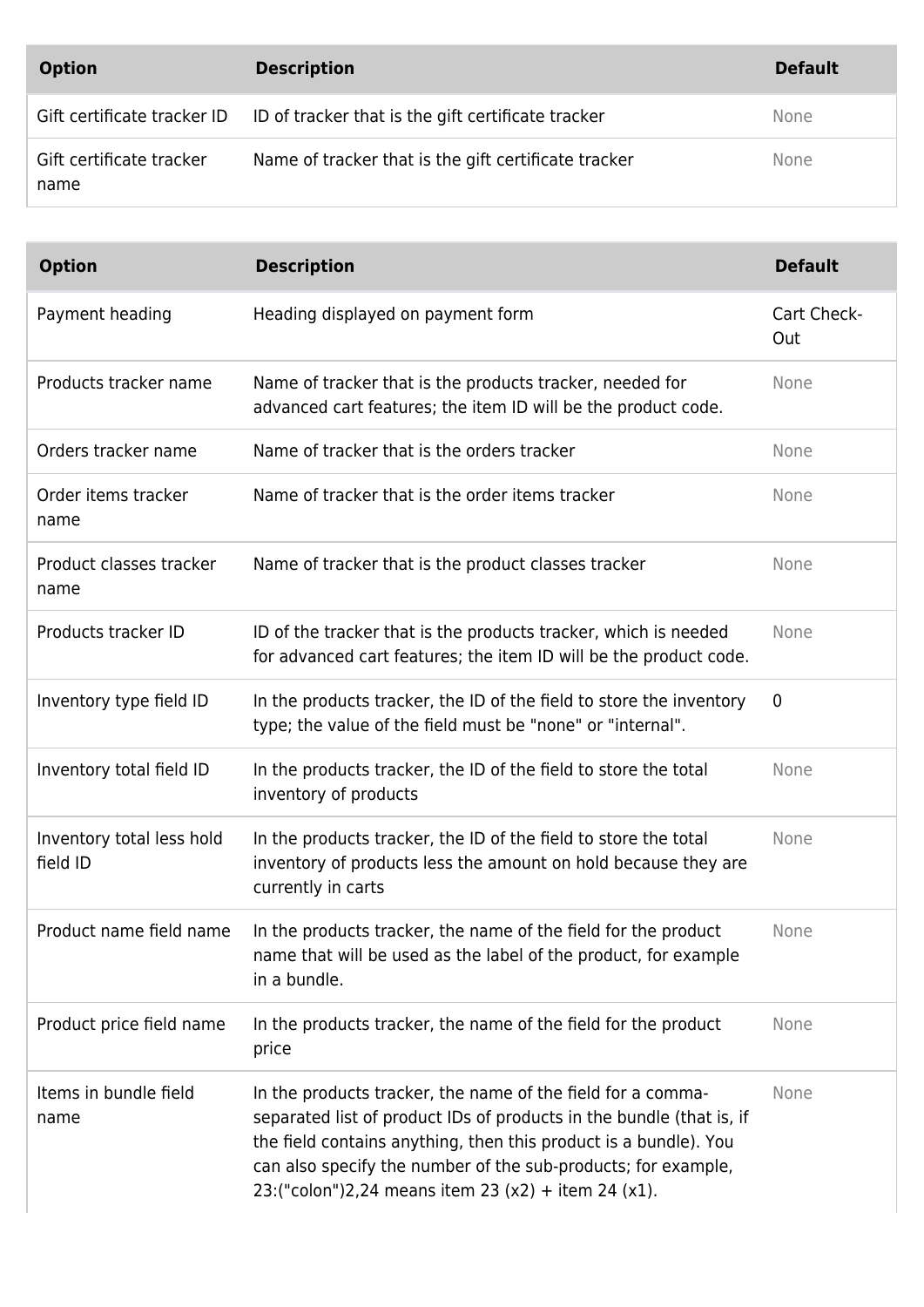| Option | Description | Default |
| --- | --- | --- |
| Gift certificate tracker ID | ID of tracker that is the gift certificate tracker | None |
| Gift certificate tracker name | Name of tracker that is the gift certificate tracker | None |

| Option | Description | Default |
| --- | --- | --- |
| Payment heading | Heading displayed on payment form | Cart Check-Out |
| Products tracker name | Name of tracker that is the products tracker, needed for advanced cart features; the item ID will be the product code. | None |
| Orders tracker name | Name of tracker that is the orders tracker | None |
| Order items tracker name | Name of tracker that is the order items tracker | None |
| Product classes tracker name | Name of tracker that is the product classes tracker | None |
| Products tracker ID | ID of the tracker that is the products tracker, which is needed for advanced cart features; the item ID will be the product code. | None |
| Inventory type field ID | In the products tracker, the ID of the field to store the inventory type; the value of the field must be "none" or "internal". | 0 |
| Inventory total field ID | In the products tracker, the ID of the field to store the total inventory of products | None |
| Inventory total less hold field ID | In the products tracker, the ID of the field to store the total inventory of products less the amount on hold because they are currently in carts | None |
| Product name field name | In the products tracker, the name of the field for the product name that will be used as the label of the product, for example in a bundle. | None |
| Product price field name | In the products tracker, the name of the field for the product price | None |
| Items in bundle field name | In the products tracker, the name of the field for a comma-separated list of product IDs of products in the bundle (that is, if the field contains anything, then this product is a bundle). You can also specify the number of the sub-products; for example, 23:("colon")2,24 means item 23 (x2) + item 24 (x1). | None |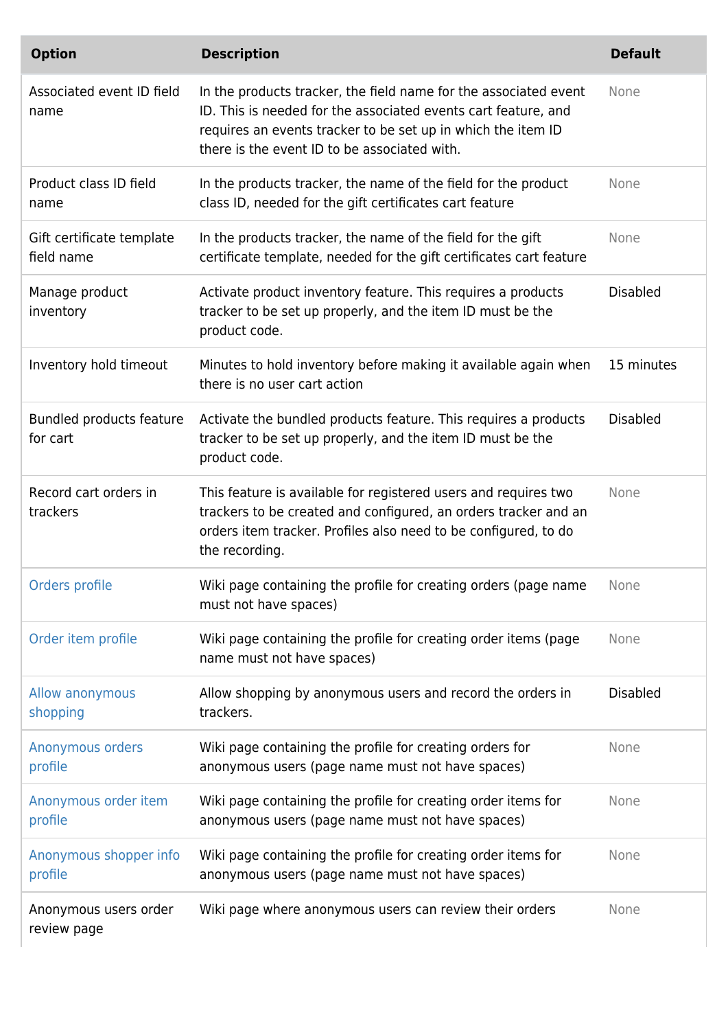| Option | Description | Default |
|---|---|---|
| Associated event ID field name | In the products tracker, the field name for the associated event ID. This is needed for the associated events cart feature, and requires an events tracker to be set up in which the item ID there is the event ID to be associated with. | None |
| Product class ID field name | In the products tracker, the name of the field for the product class ID, needed for the gift certificates cart feature | None |
| Gift certificate template field name | In the products tracker, the name of the field for the gift certificate template, needed for the gift certificates cart feature | None |
| Manage product inventory | Activate product inventory feature. This requires a products tracker to be set up properly, and the item ID must be the product code. | Disabled |
| Inventory hold timeout | Minutes to hold inventory before making it available again when there is no user cart action | 15 minutes |
| Bundled products feature for cart | Activate the bundled products feature. This requires a products tracker to be set up properly, and the item ID must be the product code. | Disabled |
| Record cart orders in trackers | This feature is available for registered users and requires two trackers to be created and configured, an orders tracker and an orders item tracker. Profiles also need to be configured, to do the recording. | None |
| Orders profile | Wiki page containing the profile for creating orders (page name must not have spaces) | None |
| Order item profile | Wiki page containing the profile for creating order items (page name must not have spaces) | None |
| Allow anonymous shopping | Allow shopping by anonymous users and record the orders in trackers. | Disabled |
| Anonymous orders profile | Wiki page containing the profile for creating orders for anonymous users (page name must not have spaces) | None |
| Anonymous order item profile | Wiki page containing the profile for creating order items for anonymous users (page name must not have spaces) | None |
| Anonymous shopper info profile | Wiki page containing the profile for creating order items for anonymous users (page name must not have spaces) | None |
| Anonymous users order review page | Wiki page where anonymous users can review their orders | None |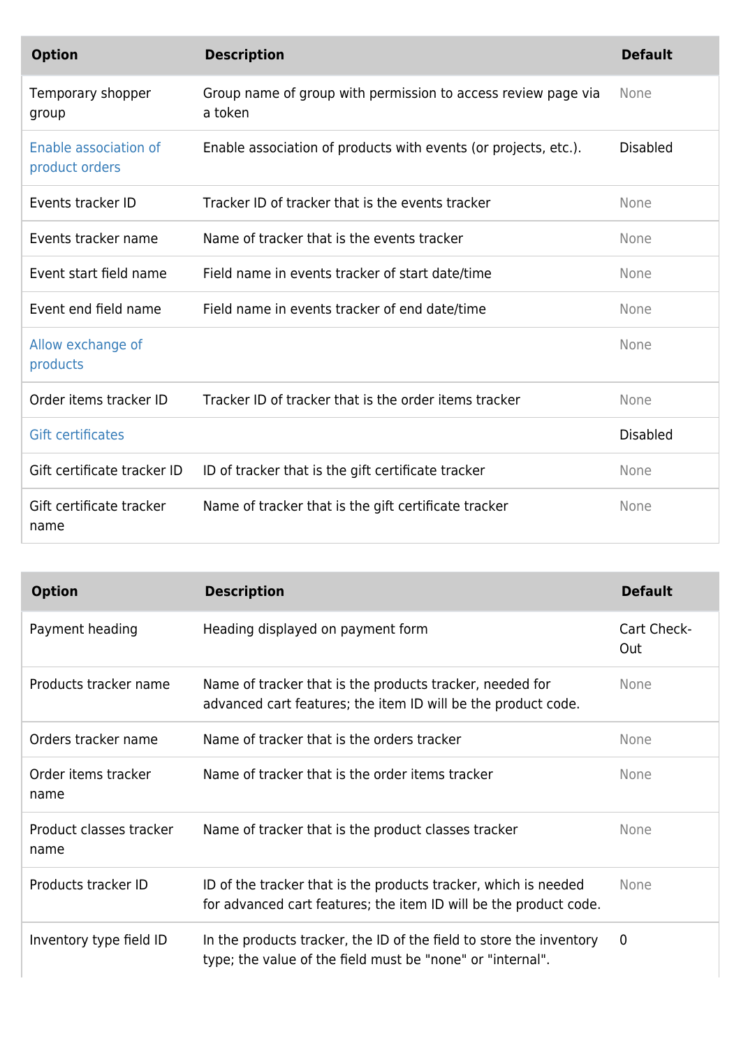| Option | Description | Default |
| --- | --- | --- |
| Temporary shopper group | Group name of group with permission to access review page via a token | None |
| Enable association of product orders | Enable association of products with events (or projects, etc.). | Disabled |
| Events tracker ID | Tracker ID of tracker that is the events tracker | None |
| Events tracker name | Name of tracker that is the events tracker | None |
| Event start field name | Field name in events tracker of start date/time | None |
| Event end field name | Field name in events tracker of end date/time | None |
| Allow exchange of products | | None |
| Order items tracker ID | Tracker ID of tracker that is the order items tracker | None |
| Gift certificates | | Disabled |
| Gift certificate tracker ID | ID of tracker that is the gift certificate tracker | None |
| Gift certificate tracker name | Name of tracker that is the gift certificate tracker | None |

| Option | Description | Default |
| --- | --- | --- |
| Payment heading | Heading displayed on payment form | Cart Check-Out |
| Products tracker name | Name of tracker that is the products tracker, needed for advanced cart features; the item ID will be the product code. | None |
| Orders tracker name | Name of tracker that is the orders tracker | None |
| Order items tracker name | Name of tracker that is the order items tracker | None |
| Product classes tracker name | Name of tracker that is the product classes tracker | None |
| Products tracker ID | ID of the tracker that is the products tracker, which is needed for advanced cart features; the item ID will be the product code. | None |
| Inventory type field ID | In the products tracker, the ID of the field to store the inventory type; the value of the field must be "none" or "internal". | 0 |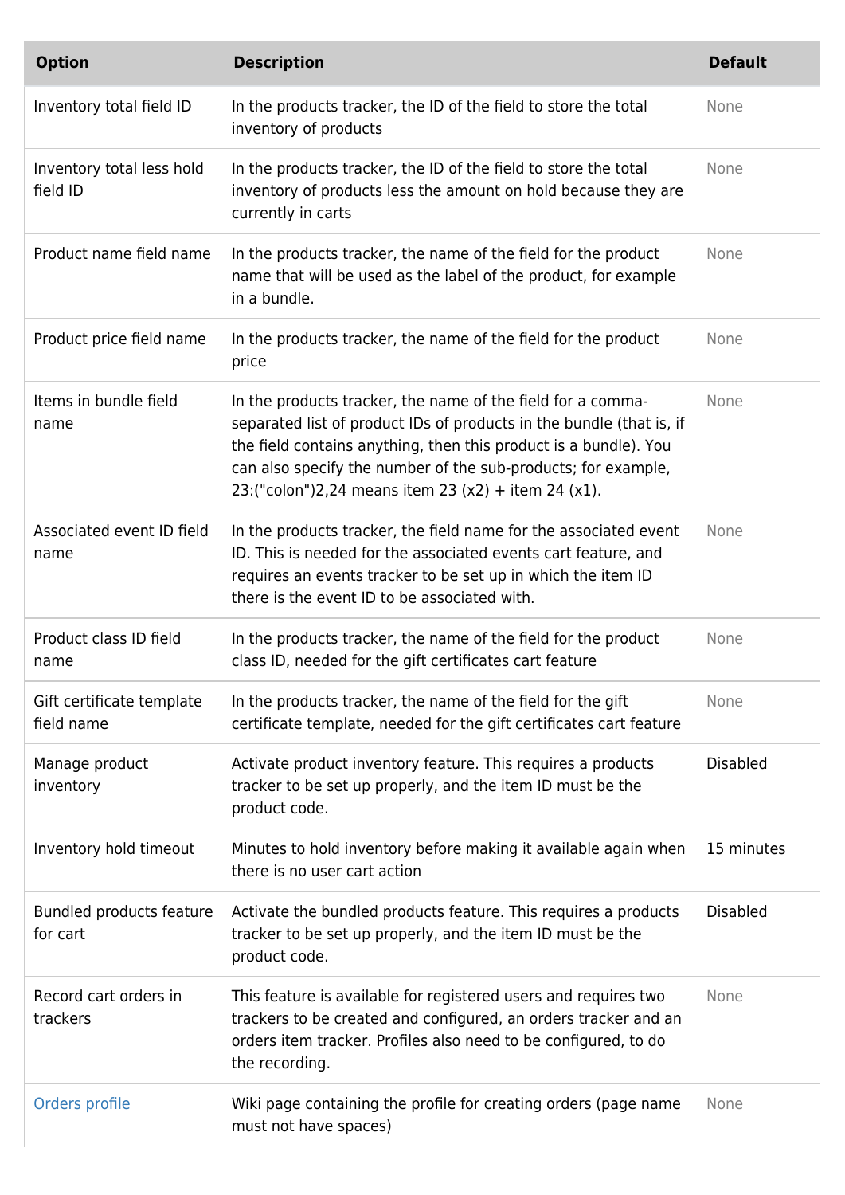| Option | Description | Default |
| --- | --- | --- |
| Inventory total field ID | In the products tracker, the ID of the field to store the total inventory of products | None |
| Inventory total less hold field ID | In the products tracker, the ID of the field to store the total inventory of products less the amount on hold because they are currently in carts | None |
| Product name field name | In the products tracker, the name of the field for the product name that will be used as the label of the product, for example in a bundle. | None |
| Product price field name | In the products tracker, the name of the field for the product price | None |
| Items in bundle field name | In the products tracker, the name of the field for a comma-separated list of product IDs of products in the bundle (that is, if the field contains anything, then this product is a bundle). You can also specify the number of the sub-products; for example, 23:("colon")2,24 means item 23 (x2) + item 24 (x1). | None |
| Associated event ID field name | In the products tracker, the field name for the associated event ID. This is needed for the associated events cart feature, and requires an events tracker to be set up in which the item ID there is the event ID to be associated with. | None |
| Product class ID field name | In the products tracker, the name of the field for the product class ID, needed for the gift certificates cart feature | None |
| Gift certificate template field name | In the products tracker, the name of the field for the gift certificate template, needed for the gift certificates cart feature | None |
| Manage product inventory | Activate product inventory feature. This requires a products tracker to be set up properly, and the item ID must be the product code. | Disabled |
| Inventory hold timeout | Minutes to hold inventory before making it available again when there is no user cart action | 15 minutes |
| Bundled products feature for cart | Activate the bundled products feature. This requires a products tracker to be set up properly, and the item ID must be the product code. | Disabled |
| Record cart orders in trackers | This feature is available for registered users and requires two trackers to be created and configured, an orders tracker and an orders item tracker. Profiles also need to be configured, to do the recording. | None |
| Orders profile | Wiki page containing the profile for creating orders (page name must not have spaces) | None |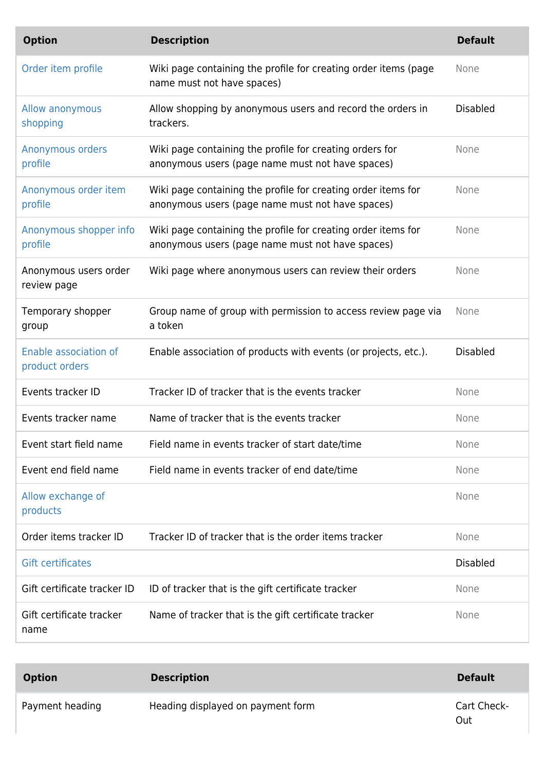| Option | Description | Default |
| --- | --- | --- |
| Order item profile | Wiki page containing the profile for creating order items (page name must not have spaces) | None |
| Allow anonymous shopping | Allow shopping by anonymous users and record the orders in trackers. | Disabled |
| Anonymous orders profile | Wiki page containing the profile for creating orders for anonymous users (page name must not have spaces) | None |
| Anonymous order item profile | Wiki page containing the profile for creating order items for anonymous users (page name must not have spaces) | None |
| Anonymous shopper info profile | Wiki page containing the profile for creating order items for anonymous users (page name must not have spaces) | None |
| Anonymous users order review page | Wiki page where anonymous users can review their orders | None |
| Temporary shopper group | Group name of group with permission to access review page via a token | None |
| Enable association of product orders | Enable association of products with events (or projects, etc.). | Disabled |
| Events tracker ID | Tracker ID of tracker that is the events tracker | None |
| Events tracker name | Name of tracker that is the events tracker | None |
| Event start field name | Field name in events tracker of start date/time | None |
| Event end field name | Field name in events tracker of end date/time | None |
| Allow exchange of products | | None |
| Order items tracker ID | Tracker ID of tracker that is the order items tracker | None |
| Gift certificates | | Disabled |
| Gift certificate tracker ID | ID of tracker that is the gift certificate tracker | None |
| Gift certificate tracker name | Name of tracker that is the gift certificate tracker | None |

| Option | Description | Default |
| --- | --- | --- |
| Payment heading | Heading displayed on payment form | Cart Check-Out |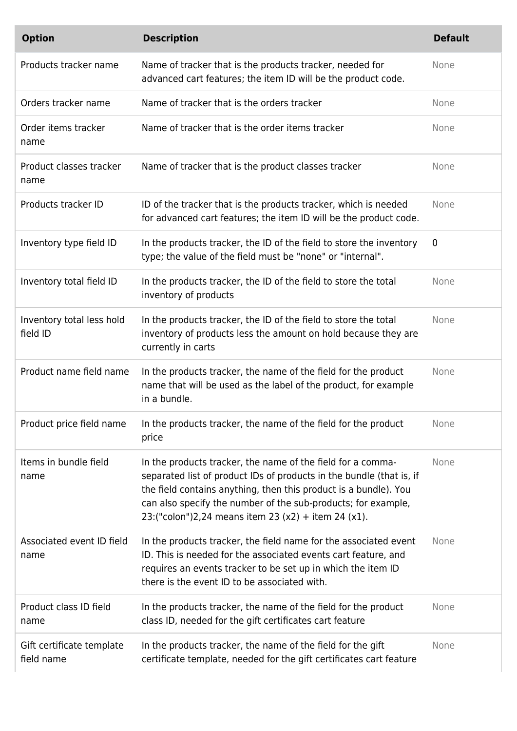| Option | Description | Default |
| --- | --- | --- |
| Products tracker name | Name of tracker that is the products tracker, needed for advanced cart features; the item ID will be the product code. | None |
| Orders tracker name | Name of tracker that is the orders tracker | None |
| Order items tracker name | Name of tracker that is the order items tracker | None |
| Product classes tracker name | Name of tracker that is the product classes tracker | None |
| Products tracker ID | ID of the tracker that is the products tracker, which is needed for advanced cart features; the item ID will be the product code. | None |
| Inventory type field ID | In the products tracker, the ID of the field to store the inventory type; the value of the field must be "none" or "internal". | 0 |
| Inventory total field ID | In the products tracker, the ID of the field to store the total inventory of products | None |
| Inventory total less hold field ID | In the products tracker, the ID of the field to store the total inventory of products less the amount on hold because they are currently in carts | None |
| Product name field name | In the products tracker, the name of the field for the product name that will be used as the label of the product, for example in a bundle. | None |
| Product price field name | In the products tracker, the name of the field for the product price | None |
| Items in bundle field name | In the products tracker, the name of the field for a comma-separated list of product IDs of products in the bundle (that is, if the field contains anything, then this product is a bundle). You can also specify the number of the sub-products; for example, 23:("colon")2,24 means item 23 (x2) + item 24 (x1). | None |
| Associated event ID field name | In the products tracker, the field name for the associated event ID. This is needed for the associated events cart feature, and requires an events tracker to be set up in which the item ID there is the event ID to be associated with. | None |
| Product class ID field name | In the products tracker, the name of the field for the product class ID, needed for the gift certificates cart feature | None |
| Gift certificate template field name | In the products tracker, the name of the field for the gift certificate template, needed for the gift certificates cart feature | None |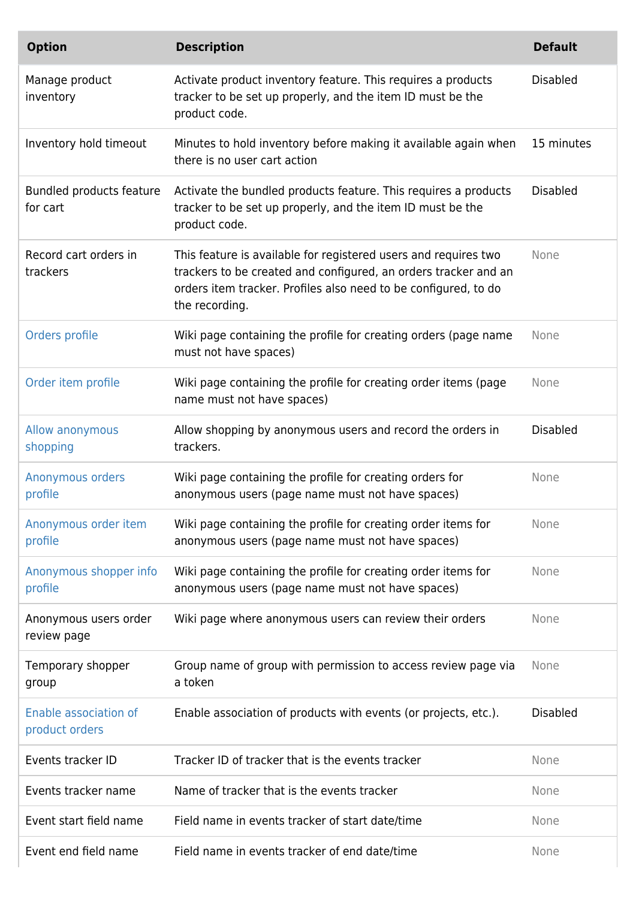| Option | Description | Default |
| --- | --- | --- |
| Manage product inventory | Activate product inventory feature. This requires a products tracker to be set up properly, and the item ID must be the product code. | Disabled |
| Inventory hold timeout | Minutes to hold inventory before making it available again when there is no user cart action | 15 minutes |
| Bundled products feature for cart | Activate the bundled products feature. This requires a products tracker to be set up properly, and the item ID must be the product code. | Disabled |
| Record cart orders in trackers | This feature is available for registered users and requires two trackers to be created and configured, an orders tracker and an orders item tracker. Profiles also need to be configured, to do the recording. | None |
| Orders profile | Wiki page containing the profile for creating orders (page name must not have spaces) | None |
| Order item profile | Wiki page containing the profile for creating order items (page name must not have spaces) | None |
| Allow anonymous shopping | Allow shopping by anonymous users and record the orders in trackers. | Disabled |
| Anonymous orders profile | Wiki page containing the profile for creating orders for anonymous users (page name must not have spaces) | None |
| Anonymous order item profile | Wiki page containing the profile for creating order items for anonymous users (page name must not have spaces) | None |
| Anonymous shopper info profile | Wiki page containing the profile for creating order items for anonymous users (page name must not have spaces) | None |
| Anonymous users order review page | Wiki page where anonymous users can review their orders | None |
| Temporary shopper group | Group name of group with permission to access review page via a token | None |
| Enable association of product orders | Enable association of products with events (or projects, etc.). | Disabled |
| Events tracker ID | Tracker ID of tracker that is the events tracker | None |
| Events tracker name | Name of tracker that is the events tracker | None |
| Event start field name | Field name in events tracker of start date/time | None |
| Event end field name | Field name in events tracker of end date/time | None |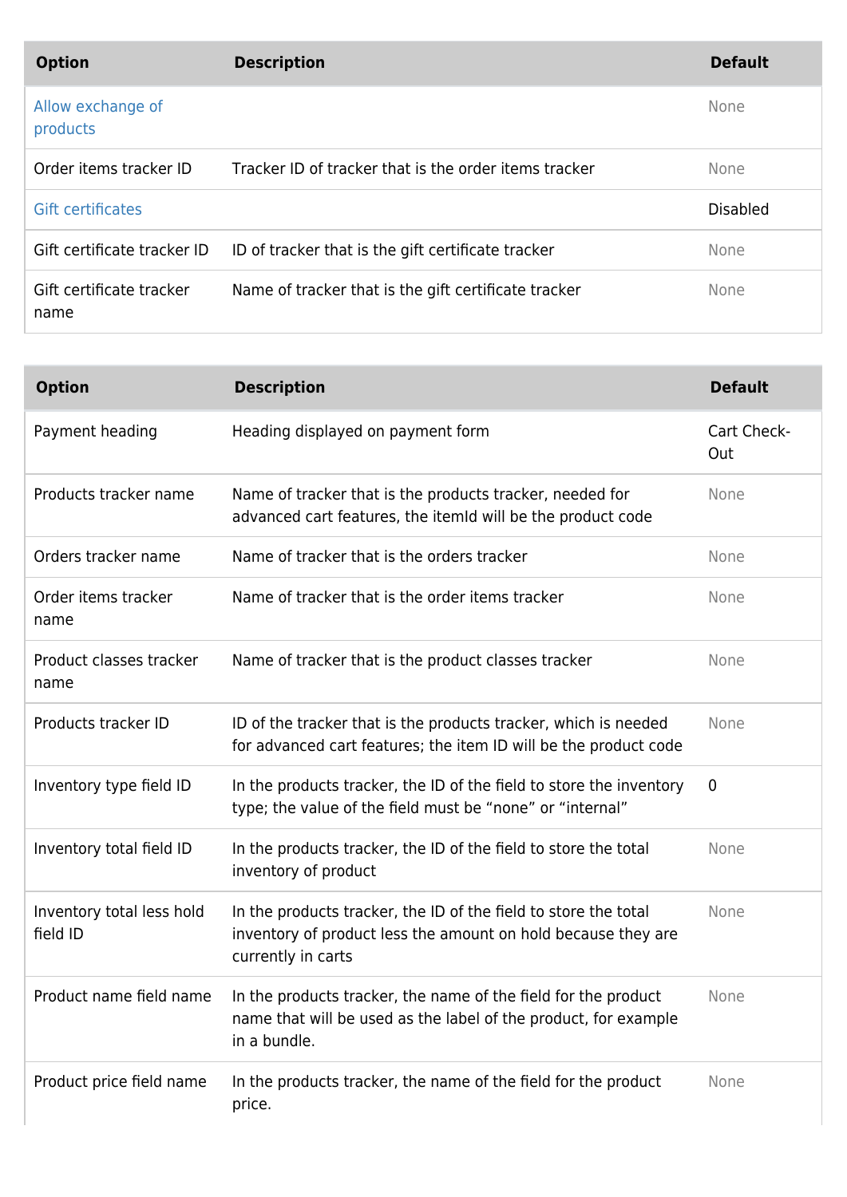| Option | Description | Default |
| --- | --- | --- |
| Allow exchange of products | | None |
| Order items tracker ID | Tracker ID of tracker that is the order items tracker | None |
| Gift certificates | | Disabled |
| Gift certificate tracker ID | ID of tracker that is the gift certificate tracker | None |
| Gift certificate tracker name | Name of tracker that is the gift certificate tracker | None |

| Option | Description | Default |
| --- | --- | --- |
| Payment heading | Heading displayed on payment form | Cart Check-Out |
| Products tracker name | Name of tracker that is the products tracker, needed for advanced cart features, the itemId will be the product code | None |
| Orders tracker name | Name of tracker that is the orders tracker | None |
| Order items tracker name | Name of tracker that is the order items tracker | None |
| Product classes tracker name | Name of tracker that is the product classes tracker | None |
| Products tracker ID | ID of the tracker that is the products tracker, which is needed for advanced cart features; the item ID will be the product code | None |
| Inventory type field ID | In the products tracker, the ID of the field to store the inventory type; the value of the field must be “none” or “internal” | 0 |
| Inventory total field ID | In the products tracker, the ID of the field to store the total inventory of product | None |
| Inventory total less hold field ID | In the products tracker, the ID of the field to store the total inventory of product less the amount on hold because they are currently in carts | None |
| Product name field name | In the products tracker, the name of the field for the product name that will be used as the label of the product, for example in a bundle. | None |
| Product price field name | In the products tracker, the name of the field for the product price. | None |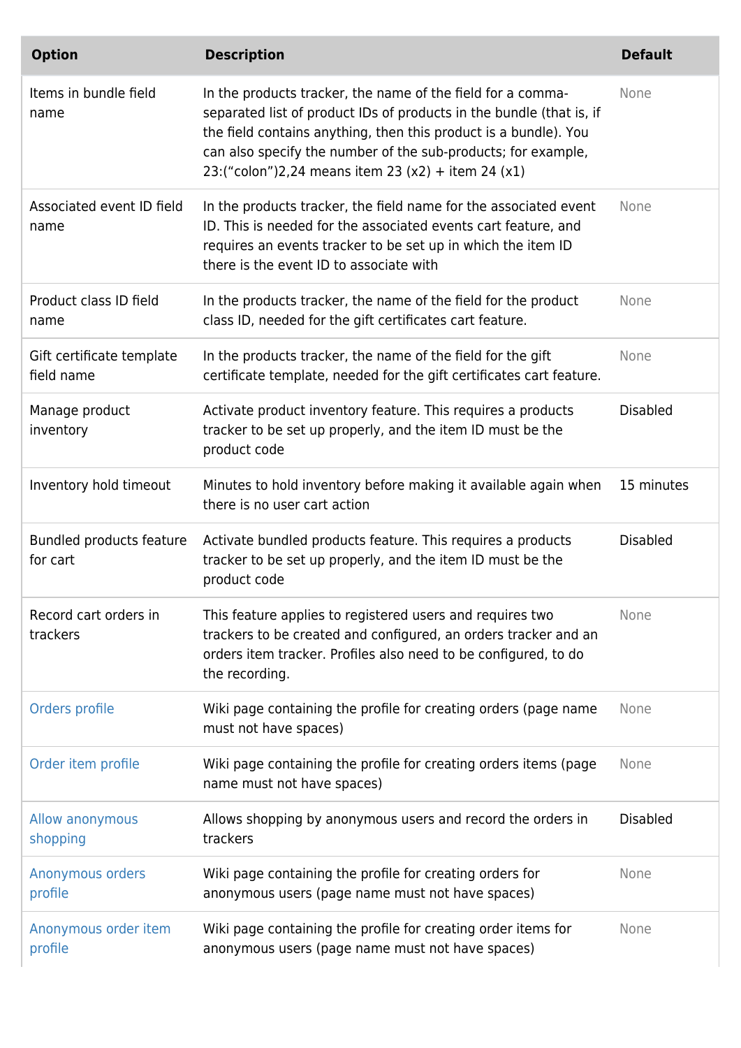| Option | Description | Default |
|---|---|---|
| Items in bundle field name | In the products tracker, the name of the field for a comma-separated list of product IDs of products in the bundle (that is, if the field contains anything, then this product is a bundle). You can also specify the number of the sub-products; for example, 23:(“colon”)2,24 means item 23 (x2) + item 24 (x1) | None |
| Associated event ID field name | In the products tracker, the field name for the associated event ID. This is needed for the associated events cart feature, and requires an events tracker to be set up in which the item ID there is the event ID to associate with | None |
| Product class ID field name | In the products tracker, the name of the field for the product class ID, needed for the gift certificates cart feature. | None |
| Gift certificate template field name | In the products tracker, the name of the field for the gift certificate template, needed for the gift certificates cart feature. | None |
| Manage product inventory | Activate product inventory feature. This requires a products tracker to be set up properly, and the item ID must be the product code | Disabled |
| Inventory hold timeout | Minutes to hold inventory before making it available again when there is no user cart action | 15 minutes |
| Bundled products feature for cart | Activate bundled products feature. This requires a products tracker to be set up properly, and the item ID must be the product code | Disabled |
| Record cart orders in trackers | This feature applies to registered users and requires two trackers to be created and configured, an orders tracker and an orders item tracker. Profiles also need to be configured, to do the recording. | None |
| Orders profile | Wiki page containing the profile for creating orders (page name must not have spaces) | None |
| Order item profile | Wiki page containing the profile for creating orders items (page name must not have spaces) | None |
| Allow anonymous shopping | Allows shopping by anonymous users and record the orders in trackers | Disabled |
| Anonymous orders profile | Wiki page containing the profile for creating orders for anonymous users (page name must not have spaces) | None |
| Anonymous order item profile | Wiki page containing the profile for creating order items for anonymous users (page name must not have spaces) | None |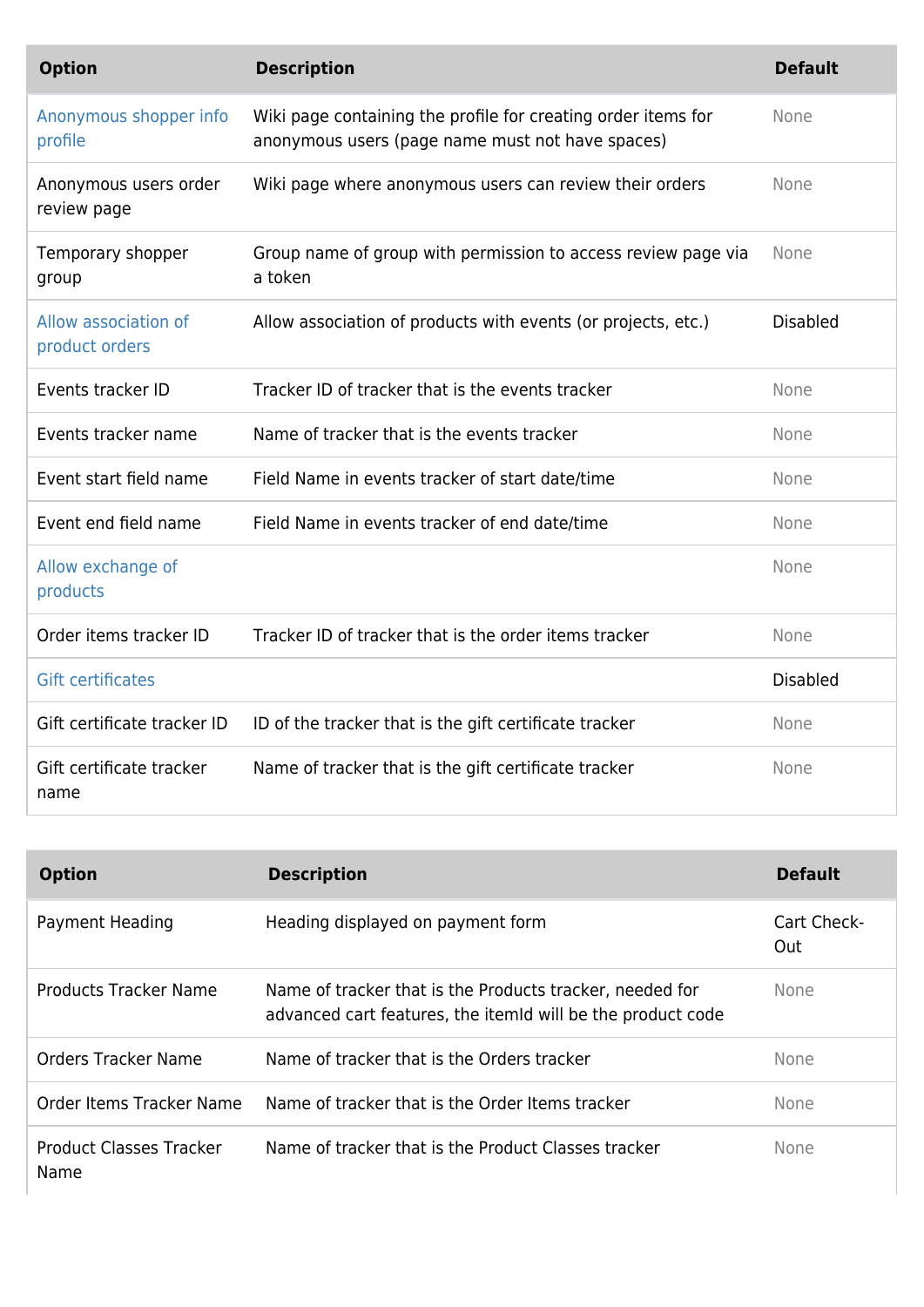| Option | Description | Default |
| --- | --- | --- |
| Anonymous shopper info profile | Wiki page containing the profile for creating order items for anonymous users (page name must not have spaces) | None |
| Anonymous users order review page | Wiki page where anonymous users can review their orders | None |
| Temporary shopper group | Group name of group with permission to access review page via a token | None |
| Allow association of product orders | Allow association of products with events (or projects, etc.) | Disabled |
| Events tracker ID | Tracker ID of tracker that is the events tracker | None |
| Events tracker name | Name of tracker that is the events tracker | None |
| Event start field name | Field Name in events tracker of start date/time | None |
| Event end field name | Field Name in events tracker of end date/time | None |
| Allow exchange of products | | None |
| Order items tracker ID | Tracker ID of tracker that is the order items tracker | None |
| Gift certificates | | Disabled |
| Gift certificate tracker ID | ID of the tracker that is the gift certificate tracker | None |
| Gift certificate tracker name | Name of tracker that is the gift certificate tracker | None |

| Option | Description | Default |
| --- | --- | --- |
| Payment Heading | Heading displayed on payment form | Cart Check-Out |
| Products Tracker Name | Name of tracker that is the Products tracker, needed for advanced cart features, the itemId will be the product code | None |
| Orders Tracker Name | Name of tracker that is the Orders tracker | None |
| Order Items Tracker Name | Name of tracker that is the Order Items tracker | None |
| Product Classes Tracker Name | Name of tracker that is the Product Classes tracker | None |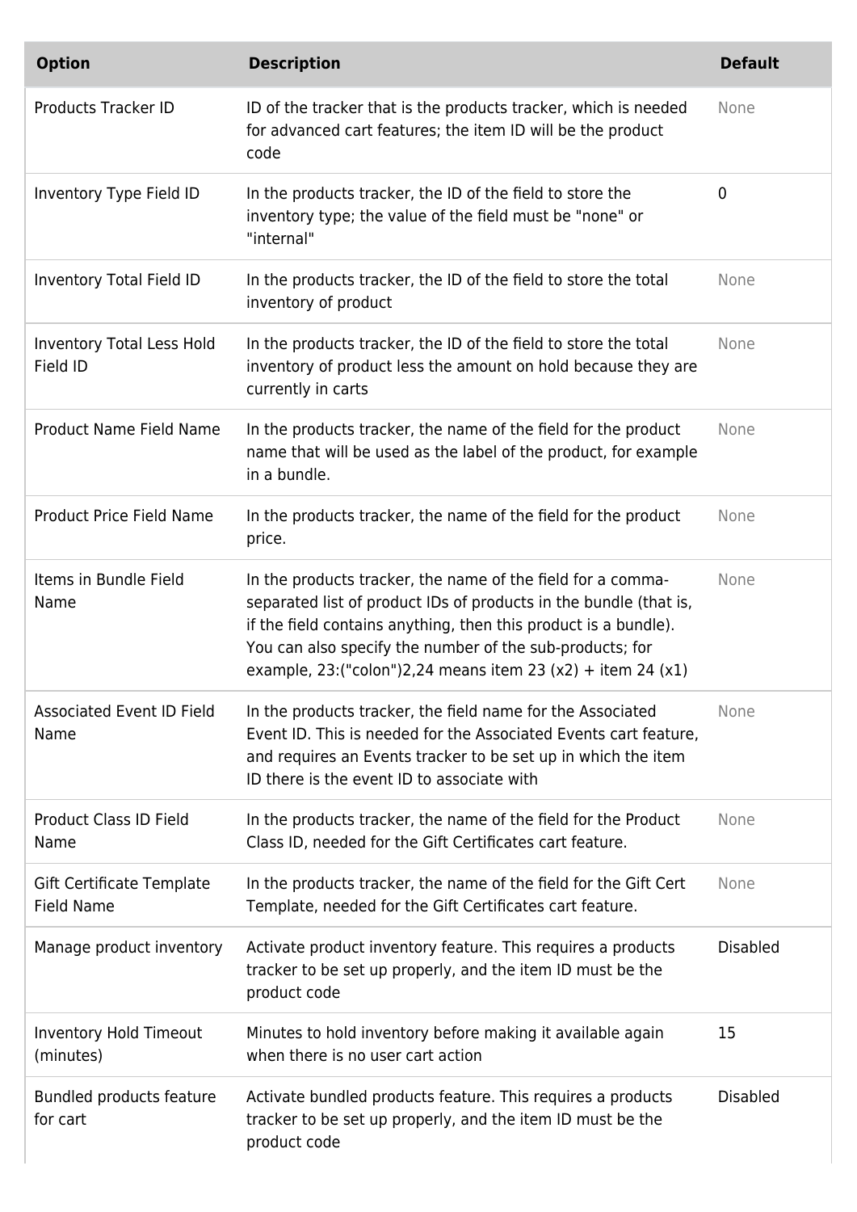| Option | Description | Default |
| --- | --- | --- |
| Products Tracker ID | ID of the tracker that is the products tracker, which is needed for advanced cart features; the item ID will be the product code | None |
| Inventory Type Field ID | In the products tracker, the ID of the field to store the inventory type; the value of the field must be "none" or "internal" | 0 |
| Inventory Total Field ID | In the products tracker, the ID of the field to store the total inventory of product | None |
| Inventory Total Less Hold Field ID | In the products tracker, the ID of the field to store the total inventory of product less the amount on hold because they are currently in carts | None |
| Product Name Field Name | In the products tracker, the name of the field for the product name that will be used as the label of the product, for example in a bundle. | None |
| Product Price Field Name | In the products tracker, the name of the field for the product price. | None |
| Items in Bundle Field Name | In the products tracker, the name of the field for a comma-separated list of product IDs of products in the bundle (that is, if the field contains anything, then this product is a bundle). You can also specify the number of the sub-products; for example, 23:("colon")2,24 means item 23 (x2) + item 24 (x1) | None |
| Associated Event ID Field Name | In the products tracker, the field name for the Associated Event ID. This is needed for the Associated Events cart feature, and requires an Events tracker to be set up in which the item ID there is the event ID to associate with | None |
| Product Class ID Field Name | In the products tracker, the name of the field for the Product Class ID, needed for the Gift Certificates cart feature. | None |
| Gift Certificate Template Field Name | In the products tracker, the name of the field for the Gift Cert Template, needed for the Gift Certificates cart feature. | None |
| Manage product inventory | Activate product inventory feature. This requires a products tracker to be set up properly, and the item ID must be the product code | Disabled |
| Inventory Hold Timeout (minutes) | Minutes to hold inventory before making it available again when there is no user cart action | 15 |
| Bundled products feature for cart | Activate bundled products feature. This requires a products tracker to be set up properly, and the item ID must be the product code | Disabled |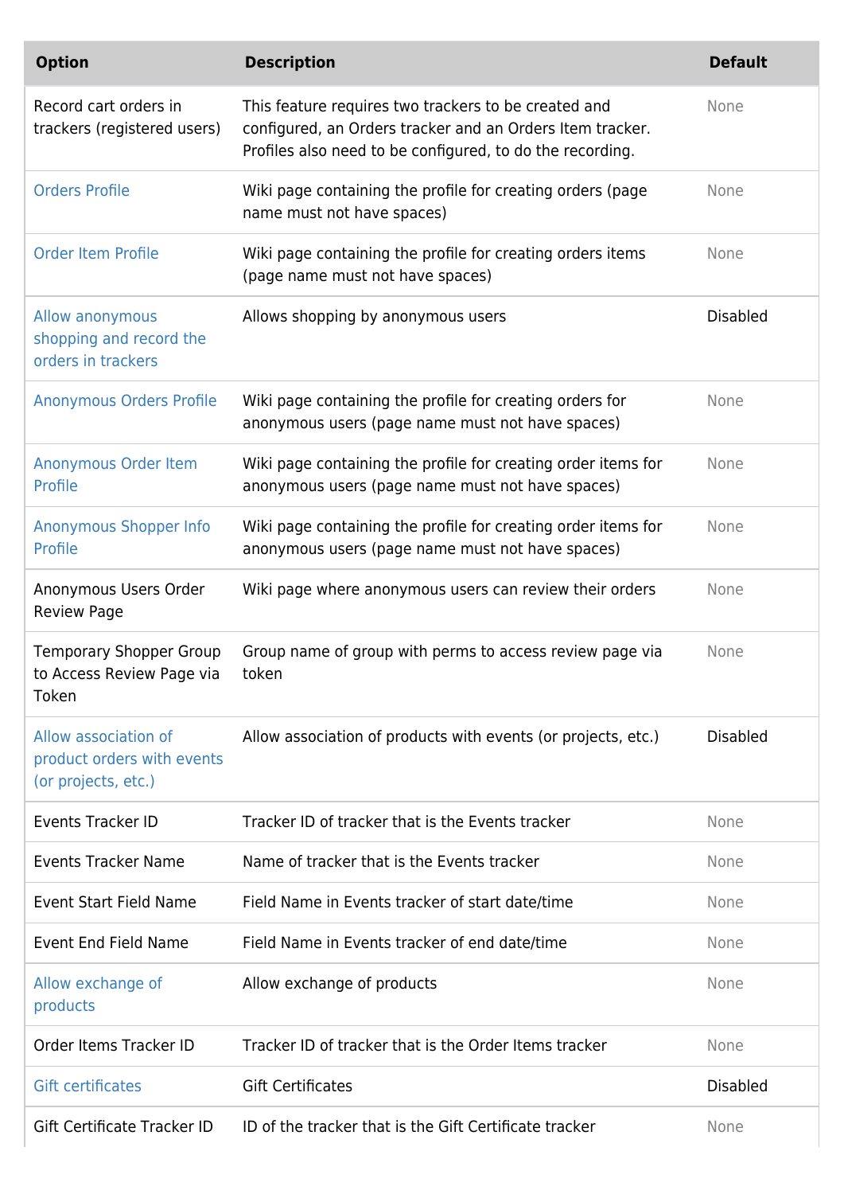| Option | Description | Default |
| --- | --- | --- |
| Record cart orders in trackers (registered users) | This feature requires two trackers to be created and configured, an Orders tracker and an Orders Item tracker. Profiles also need to be configured, to do the recording. | None |
| Orders Profile | Wiki page containing the profile for creating orders (page name must not have spaces) | None |
| Order Item Profile | Wiki page containing the profile for creating orders items (page name must not have spaces) | None |
| Allow anonymous shopping and record the orders in trackers | Allows shopping by anonymous users | Disabled |
| Anonymous Orders Profile | Wiki page containing the profile for creating orders for anonymous users (page name must not have spaces) | None |
| Anonymous Order Item Profile | Wiki page containing the profile for creating order items for anonymous users (page name must not have spaces) | None |
| Anonymous Shopper Info Profile | Wiki page containing the profile for creating order items for anonymous users (page name must not have spaces) | None |
| Anonymous Users Order Review Page | Wiki page where anonymous users can review their orders | None |
| Temporary Shopper Group to Access Review Page via Token | Group name of group with perms to access review page via token | None |
| Allow association of product orders with events (or projects, etc.) | Allow association of products with events (or projects, etc.) | Disabled |
| Events Tracker ID | Tracker ID of tracker that is the Events tracker | None |
| Events Tracker Name | Name of tracker that is the Events tracker | None |
| Event Start Field Name | Field Name in Events tracker of start date/time | None |
| Event End Field Name | Field Name in Events tracker of end date/time | None |
| Allow exchange of products | Allow exchange of products | None |
| Order Items Tracker ID | Tracker ID of tracker that is the Order Items tracker | None |
| Gift certificates | Gift Certificates | Disabled |
| Gift Certificate Tracker ID | ID of the tracker that is the Gift Certificate tracker | None |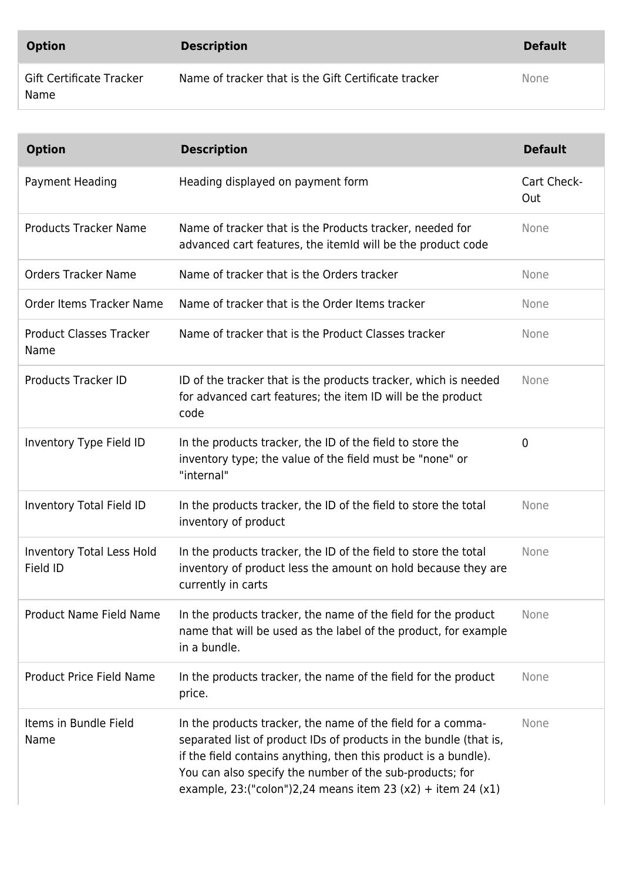| Option | Description | Default |
| --- | --- | --- |
| Gift Certificate Tracker Name | Name of tracker that is the Gift Certificate tracker | None |

| Option | Description | Default |
| --- | --- | --- |
| Payment Heading | Heading displayed on payment form | Cart Check-Out |
| Products Tracker Name | Name of tracker that is the Products tracker, needed for advanced cart features, the itemId will be the product code | None |
| Orders Tracker Name | Name of tracker that is the Orders tracker | None |
| Order Items Tracker Name | Name of tracker that is the Order Items tracker | None |
| Product Classes Tracker Name | Name of tracker that is the Product Classes tracker | None |
| Products Tracker ID | ID of the tracker that is the products tracker, which is needed for advanced cart features; the item ID will be the product code | None |
| Inventory Type Field ID | In the products tracker, the ID of the field to store the inventory type; the value of the field must be "none" or "internal" | 0 |
| Inventory Total Field ID | In the products tracker, the ID of the field to store the total inventory of product | None |
| Inventory Total Less Hold Field ID | In the products tracker, the ID of the field to store the total inventory of product less the amount on hold because they are currently in carts | None |
| Product Name Field Name | In the products tracker, the name of the field for the product name that will be used as the label of the product, for example in a bundle. | None |
| Product Price Field Name | In the products tracker, the name of the field for the product price. | None |
| Items in Bundle Field Name | In the products tracker, the name of the field for a comma-separated list of product IDs of products in the bundle (that is, if the field contains anything, then this product is a bundle). You can also specify the number of the sub-products; for example, 23:("colon")2,24 means item 23 (x2) + item 24 (x1) | None |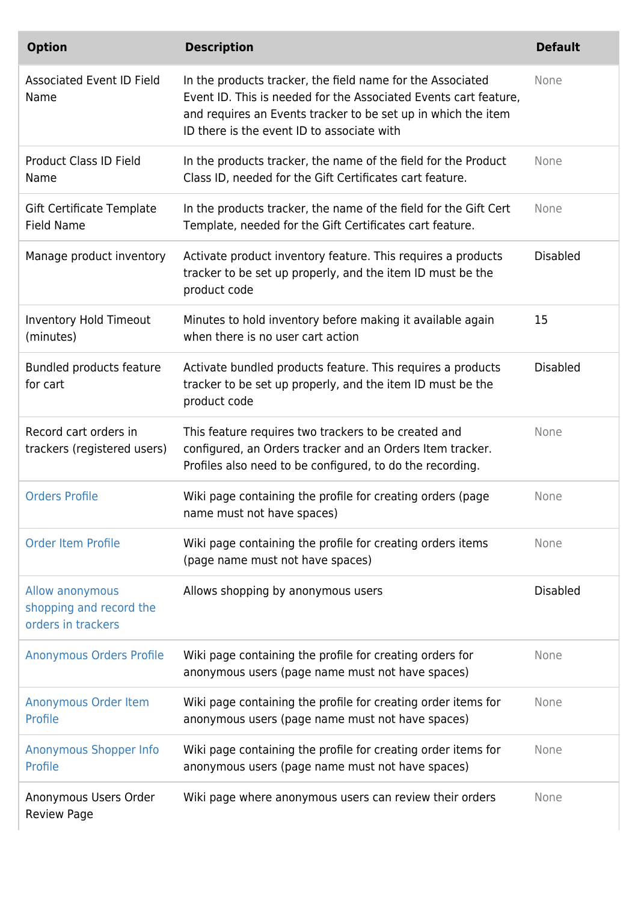| Option | Description | Default |
|---|---|---|
| Associated Event ID Field Name | In the products tracker, the field name for the Associated Event ID. This is needed for the Associated Events cart feature, and requires an Events tracker to be set up in which the item ID there is the event ID to associate with | None |
| Product Class ID Field Name | In the products tracker, the name of the field for the Product Class ID, needed for the Gift Certificates cart feature. | None |
| Gift Certificate Template Field Name | In the products tracker, the name of the field for the Gift Cert Template, needed for the Gift Certificates cart feature. | None |
| Manage product inventory | Activate product inventory feature. This requires a products tracker to be set up properly, and the item ID must be the product code | Disabled |
| Inventory Hold Timeout (minutes) | Minutes to hold inventory before making it available again when there is no user cart action | 15 |
| Bundled products feature for cart | Activate bundled products feature. This requires a products tracker to be set up properly, and the item ID must be the product code | Disabled |
| Record cart orders in trackers (registered users) | This feature requires two trackers to be created and configured, an Orders tracker and an Orders Item tracker. Profiles also need to be configured, to do the recording. | None |
| Orders Profile | Wiki page containing the profile for creating orders (page name must not have spaces) | None |
| Order Item Profile | Wiki page containing the profile for creating orders items (page name must not have spaces) | None |
| Allow anonymous shopping and record the orders in trackers | Allows shopping by anonymous users | Disabled |
| Anonymous Orders Profile | Wiki page containing the profile for creating orders for anonymous users (page name must not have spaces) | None |
| Anonymous Order Item Profile | Wiki page containing the profile for creating order items for anonymous users (page name must not have spaces) | None |
| Anonymous Shopper Info Profile | Wiki page containing the profile for creating order items for anonymous users (page name must not have spaces) | None |
| Anonymous Users Order Review Page | Wiki page where anonymous users can review their orders | None |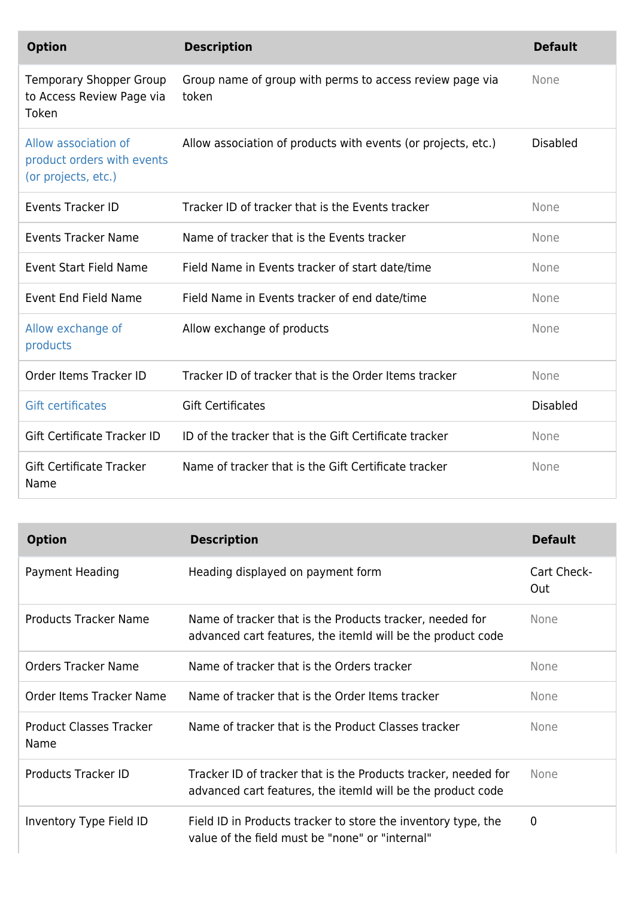| Option | Description | Default |
| --- | --- | --- |
| Temporary Shopper Group to Access Review Page via Token | Group name of group with perms to access review page via token | None |
| Allow association of product orders with events (or projects, etc.) | Allow association of products with events (or projects, etc.) | Disabled |
| Events Tracker ID | Tracker ID of tracker that is the Events tracker | None |
| Events Tracker Name | Name of tracker that is the Events tracker | None |
| Event Start Field Name | Field Name in Events tracker of start date/time | None |
| Event End Field Name | Field Name in Events tracker of end date/time | None |
| Allow exchange of products | Allow exchange of products | None |
| Order Items Tracker ID | Tracker ID of tracker that is the Order Items tracker | None |
| Gift certificates | Gift Certificates | Disabled |
| Gift Certificate Tracker ID | ID of the tracker that is the Gift Certificate tracker | None |
| Gift Certificate Tracker Name | Name of tracker that is the Gift Certificate tracker | None |

| Option | Description | Default |
| --- | --- | --- |
| Payment Heading | Heading displayed on payment form | Cart Check-Out |
| Products Tracker Name | Name of tracker that is the Products tracker, needed for advanced cart features, the itemId will be the product code | None |
| Orders Tracker Name | Name of tracker that is the Orders tracker | None |
| Order Items Tracker Name | Name of tracker that is the Order Items tracker | None |
| Product Classes Tracker Name | Name of tracker that is the Product Classes tracker | None |
| Products Tracker ID | Tracker ID of tracker that is the Products tracker, needed for advanced cart features, the itemId will be the product code | None |
| Inventory Type Field ID | Field ID in Products tracker to store the inventory type, the value of the field must be "none" or "internal" | 0 |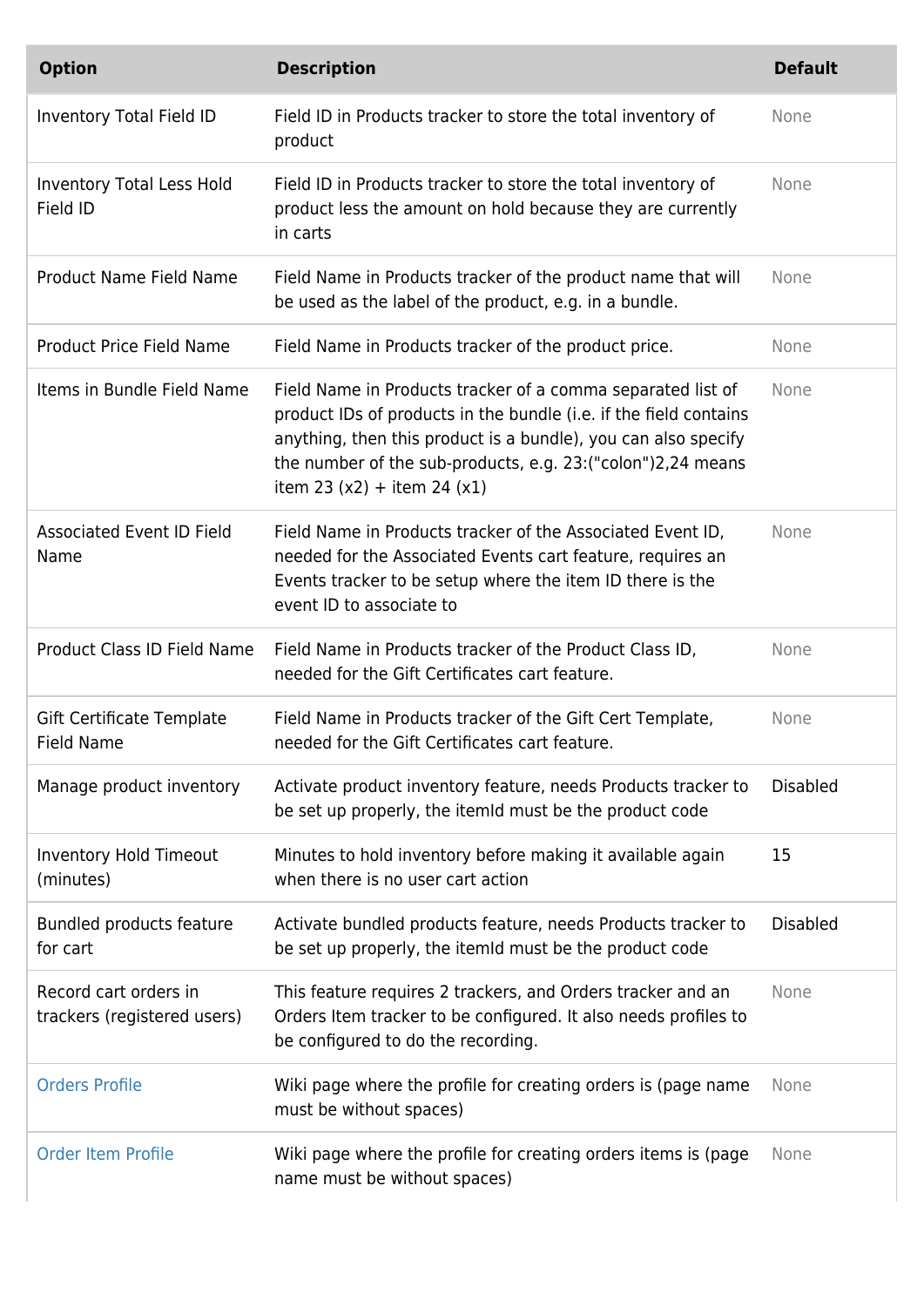| Option | Description | Default |
| --- | --- | --- |
| Inventory Total Field ID | Field ID in Products tracker to store the total inventory of product | None |
| Inventory Total Less Hold Field ID | Field ID in Products tracker to store the total inventory of product less the amount on hold because they are currently in carts | None |
| Product Name Field Name | Field Name in Products tracker of the product name that will be used as the label of the product, e.g. in a bundle. | None |
| Product Price Field Name | Field Name in Products tracker of the product price. | None |
| Items in Bundle Field Name | Field Name in Products tracker of a comma separated list of product IDs of products in the bundle (i.e. if the field contains anything, then this product is a bundle), you can also specify the number of the sub-products, e.g. 23:("colon")2,24 means item 23 (x2) + item 24 (x1) | None |
| Associated Event ID Field Name | Field Name in Products tracker of the Associated Event ID, needed for the Associated Events cart feature, requires an Events tracker to be setup where the item ID there is the event ID to associate to | None |
| Product Class ID Field Name | Field Name in Products tracker of the Product Class ID, needed for the Gift Certificates cart feature. | None |
| Gift Certificate Template Field Name | Field Name in Products tracker of the Gift Cert Template, needed for the Gift Certificates cart feature. | None |
| Manage product inventory | Activate product inventory feature, needs Products tracker to be set up properly, the itemId must be the product code | Disabled |
| Inventory Hold Timeout (minutes) | Minutes to hold inventory before making it available again when there is no user cart action | 15 |
| Bundled products feature for cart | Activate bundled products feature, needs Products tracker to be set up properly, the itemId must be the product code | Disabled |
| Record cart orders in trackers (registered users) | This feature requires 2 trackers, and Orders tracker and an Orders Item tracker to be configured. It also needs profiles to be configured to do the recording. | None |
| Orders Profile | Wiki page where the profile for creating orders is (page name must be without spaces) | None |
| Order Item Profile | Wiki page where the profile for creating orders items is (page name must be without spaces) | None |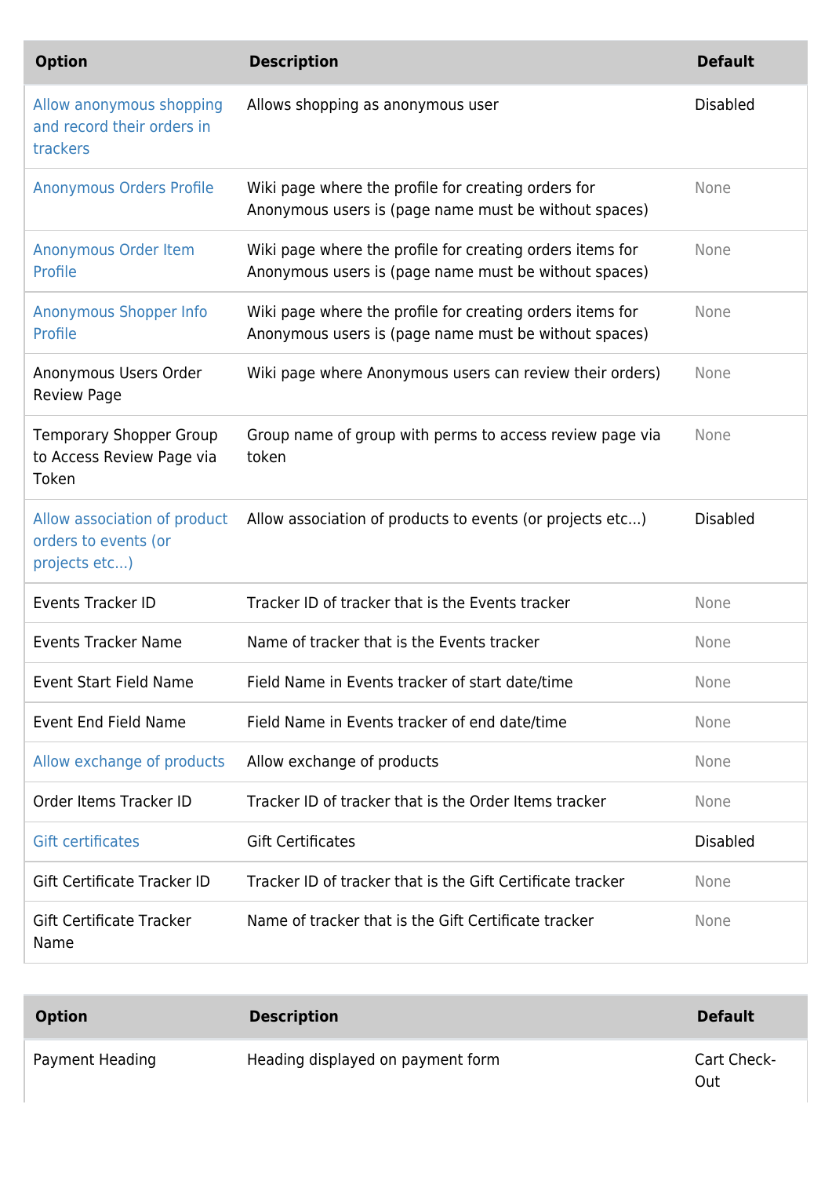| Option | Description | Default |
| --- | --- | --- |
| Allow anonymous shopping and record their orders in trackers | Allows shopping as anonymous user | Disabled |
| Anonymous Orders Profile | Wiki page where the profile for creating orders for Anonymous users is (page name must be without spaces) | None |
| Anonymous Order Item Profile | Wiki page where the profile for creating orders items for Anonymous users is (page name must be without spaces) | None |
| Anonymous Shopper Info Profile | Wiki page where the profile for creating orders items for Anonymous users is (page name must be without spaces) | None |
| Anonymous Users Order Review Page | Wiki page where Anonymous users can review their orders) | None |
| Temporary Shopper Group to Access Review Page via Token | Group name of group with perms to access review page via token | None |
| Allow association of product orders to events (or projects etc...) | Allow association of products to events (or projects etc...) | Disabled |
| Events Tracker ID | Tracker ID of tracker that is the Events tracker | None |
| Events Tracker Name | Name of tracker that is the Events tracker | None |
| Event Start Field Name | Field Name in Events tracker of start date/time | None |
| Event End Field Name | Field Name in Events tracker of end date/time | None |
| Allow exchange of products | Allow exchange of products | None |
| Order Items Tracker ID | Tracker ID of tracker that is the Order Items tracker | None |
| Gift certificates | Gift Certificates | Disabled |
| Gift Certificate Tracker ID | Tracker ID of tracker that is the Gift Certificate tracker | None |
| Gift Certificate Tracker Name | Name of tracker that is the Gift Certificate tracker | None |

| Option | Description | Default |
| --- | --- | --- |
| Payment Heading | Heading displayed on payment form | Cart Check-Out |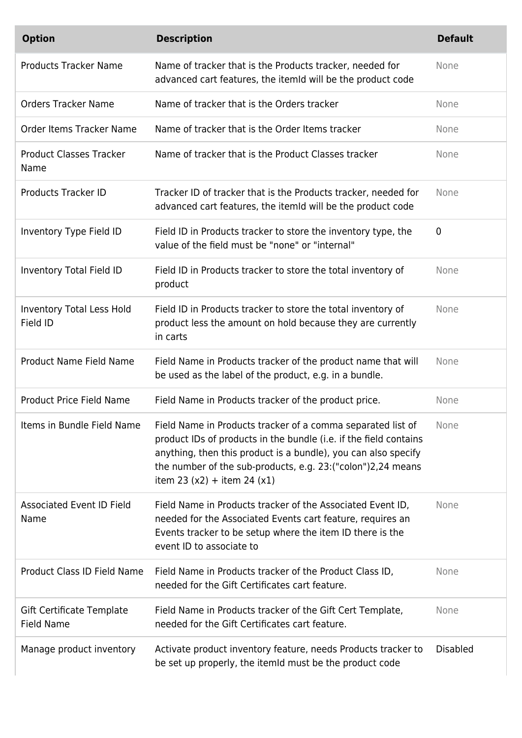| Option | Description | Default |
| --- | --- | --- |
| Products Tracker Name | Name of tracker that is the Products tracker, needed for advanced cart features, the itemId will be the product code | None |
| Orders Tracker Name | Name of tracker that is the Orders tracker | None |
| Order Items Tracker Name | Name of tracker that is the Order Items tracker | None |
| Product Classes Tracker Name | Name of tracker that is the Product Classes tracker | None |
| Products Tracker ID | Tracker ID of tracker that is the Products tracker, needed for advanced cart features, the itemId will be the product code | None |
| Inventory Type Field ID | Field ID in Products tracker to store the inventory type, the value of the field must be "none" or "internal" | 0 |
| Inventory Total Field ID | Field ID in Products tracker to store the total inventory of product | None |
| Inventory Total Less Hold Field ID | Field ID in Products tracker to store the total inventory of product less the amount on hold because they are currently in carts | None |
| Product Name Field Name | Field Name in Products tracker of the product name that will be used as the label of the product, e.g. in a bundle. | None |
| Product Price Field Name | Field Name in Products tracker of the product price. | None |
| Items in Bundle Field Name | Field Name in Products tracker of a comma separated list of product IDs of products in the bundle (i.e. if the field contains anything, then this product is a bundle), you can also specify the number of the sub-products, e.g. 23:("colon")2,24 means item 23 (x2) + item 24 (x1) | None |
| Associated Event ID Field Name | Field Name in Products tracker of the Associated Event ID, needed for the Associated Events cart feature, requires an Events tracker to be setup where the item ID there is the event ID to associate to | None |
| Product Class ID Field Name | Field Name in Products tracker of the Product Class ID, needed for the Gift Certificates cart feature. | None |
| Gift Certificate Template Field Name | Field Name in Products tracker of the Gift Cert Template, needed for the Gift Certificates cart feature. | None |
| Manage product inventory | Activate product inventory feature, needs Products tracker to be set up properly, the itemId must be the product code | Disabled |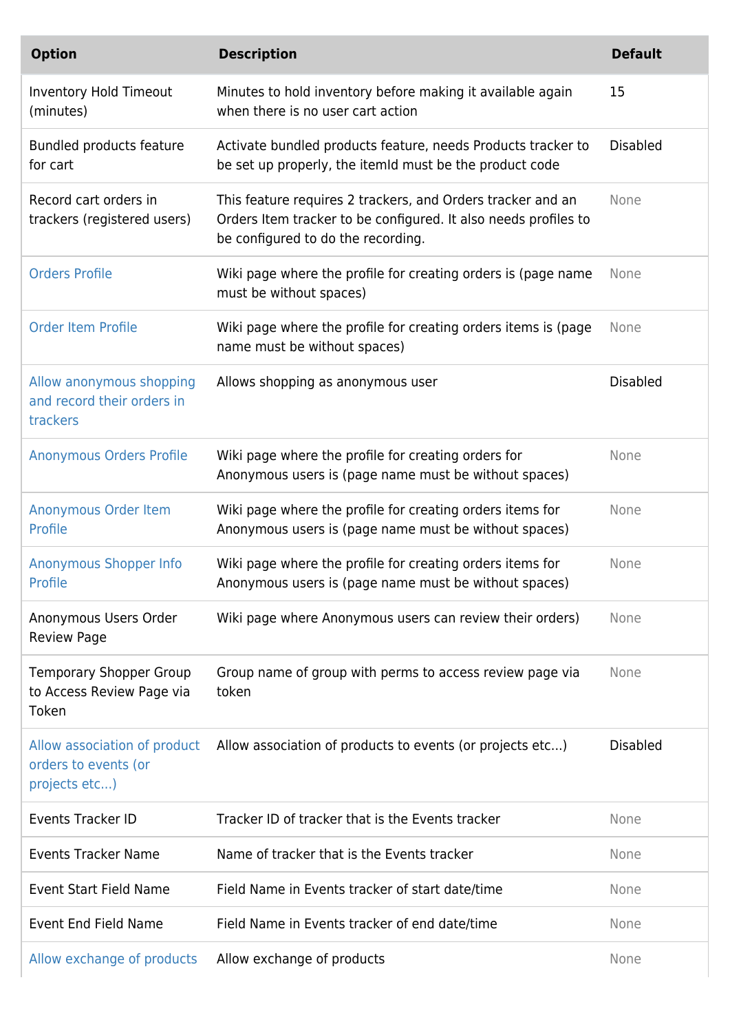| Option | Description | Default |
| --- | --- | --- |
| Inventory Hold Timeout (minutes) | Minutes to hold inventory before making it available again when there is no user cart action | 15 |
| Bundled products feature for cart | Activate bundled products feature, needs Products tracker to be set up properly, the itemId must be the product code | Disabled |
| Record cart orders in trackers (registered users) | This feature requires 2 trackers, and Orders tracker and an Orders Item tracker to be configured. It also needs profiles to be configured to do the recording. | None |
| Orders Profile | Wiki page where the profile for creating orders is (page name must be without spaces) | None |
| Order Item Profile | Wiki page where the profile for creating orders items is (page name must be without spaces) | None |
| Allow anonymous shopping and record their orders in trackers | Allows shopping as anonymous user | Disabled |
| Anonymous Orders Profile | Wiki page where the profile for creating orders for Anonymous users is (page name must be without spaces) | None |
| Anonymous Order Item Profile | Wiki page where the profile for creating orders items for Anonymous users is (page name must be without spaces) | None |
| Anonymous Shopper Info Profile | Wiki page where the profile for creating orders items for Anonymous users is (page name must be without spaces) | None |
| Anonymous Users Order Review Page | Wiki page where Anonymous users can review their orders) | None |
| Temporary Shopper Group to Access Review Page via Token | Group name of group with perms to access review page via token | None |
| Allow association of product orders to events (or projects etc...) | Allow association of products to events (or projects etc...) | Disabled |
| Events Tracker ID | Tracker ID of tracker that is the Events tracker | None |
| Events Tracker Name | Name of tracker that is the Events tracker | None |
| Event Start Field Name | Field Name in Events tracker of start date/time | None |
| Event End Field Name | Field Name in Events tracker of end date/time | None |
| Allow exchange of products | Allow exchange of products | None |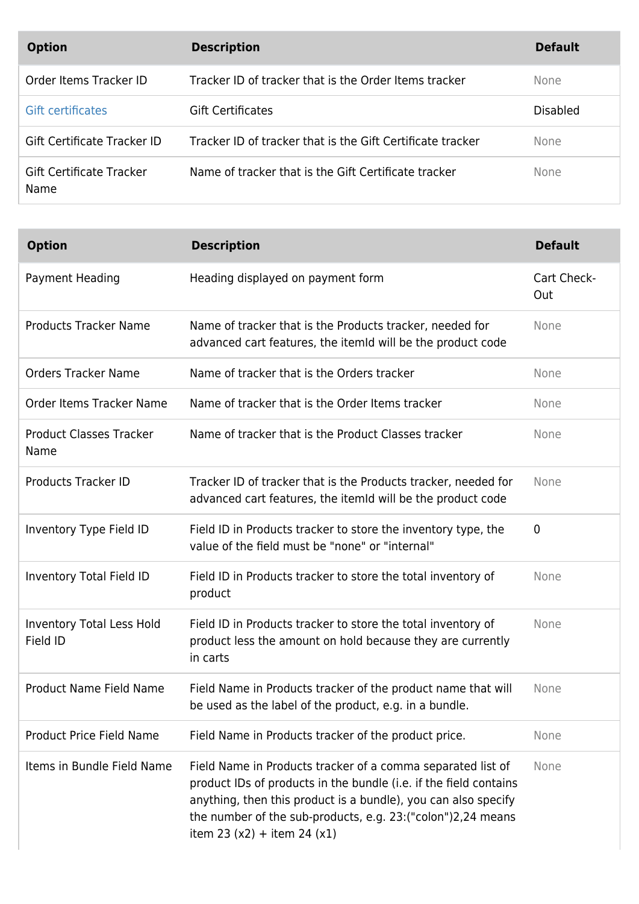| Option | Description | Default |
|---|---|---|
| Order Items Tracker ID | Tracker ID of tracker that is the Order Items tracker | None |
| Gift certificates | Gift Certificates | Disabled |
| Gift Certificate Tracker ID | Tracker ID of tracker that is the Gift Certificate tracker | None |
| Gift Certificate Tracker Name | Name of tracker that is the Gift Certificate tracker | None |

| Option | Description | Default |
|---|---|---|
| Payment Heading | Heading displayed on payment form | Cart Check-Out |
| Products Tracker Name | Name of tracker that is the Products tracker, needed for advanced cart features, the itemId will be the product code | None |
| Orders Tracker Name | Name of tracker that is the Orders tracker | None |
| Order Items Tracker Name | Name of tracker that is the Order Items tracker | None |
| Product Classes Tracker Name | Name of tracker that is the Product Classes tracker | None |
| Products Tracker ID | Tracker ID of tracker that is the Products tracker, needed for advanced cart features, the itemId will be the product code | None |
| Inventory Type Field ID | Field ID in Products tracker to store the inventory type, the value of the field must be "none" or "internal" | 0 |
| Inventory Total Field ID | Field ID in Products tracker to store the total inventory of product | None |
| Inventory Total Less Hold Field ID | Field ID in Products tracker to store the total inventory of product less the amount on hold because they are currently in carts | None |
| Product Name Field Name | Field Name in Products tracker of the product name that will be used as the label of the product, e.g. in a bundle. | None |
| Product Price Field Name | Field Name in Products tracker of the product price. | None |
| Items in Bundle Field Name | Field Name in Products tracker of a comma separated list of product IDs of products in the bundle (i.e. if the field contains anything, then this product is a bundle), you can also specify the number of the sub-products, e.g. 23:("colon")2,24 means item 23 (x2) + item 24 (x1) | None |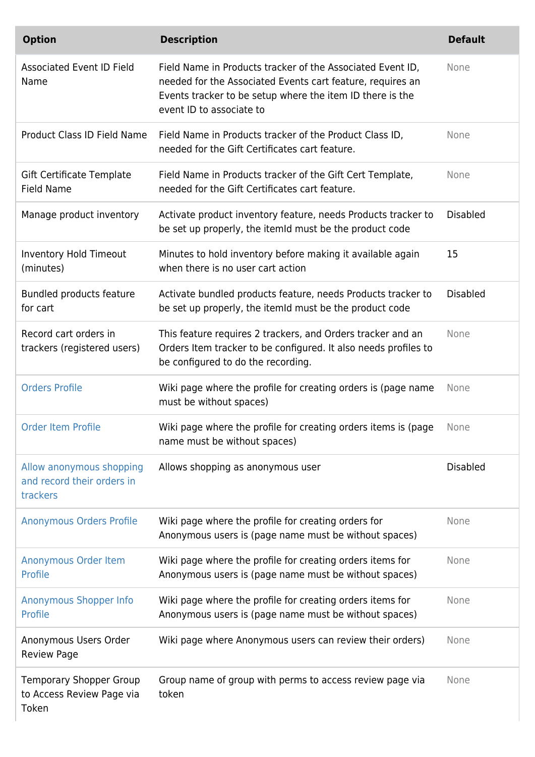| Option | Description | Default |
|---|---|---|
| Associated Event ID Field Name | Field Name in Products tracker of the Associated Event ID, needed for the Associated Events cart feature, requires an Events tracker to be setup where the item ID there is the event ID to associate to | None |
| Product Class ID Field Name | Field Name in Products tracker of the Product Class ID, needed for the Gift Certificates cart feature. | None |
| Gift Certificate Template Field Name | Field Name in Products tracker of the Gift Cert Template, needed for the Gift Certificates cart feature. | None |
| Manage product inventory | Activate product inventory feature, needs Products tracker to be set up properly, the itemId must be the product code | Disabled |
| Inventory Hold Timeout (minutes) | Minutes to hold inventory before making it available again when there is no user cart action | 15 |
| Bundled products feature for cart | Activate bundled products feature, needs Products tracker to be set up properly, the itemId must be the product code | Disabled |
| Record cart orders in trackers (registered users) | This feature requires 2 trackers, and Orders tracker and an Orders Item tracker to be configured. It also needs profiles to be configured to do the recording. | None |
| Orders Profile | Wiki page where the profile for creating orders is (page name must be without spaces) | None |
| Order Item Profile | Wiki page where the profile for creating orders items is (page name must be without spaces) | None |
| Allow anonymous shopping and record their orders in trackers | Allows shopping as anonymous user | Disabled |
| Anonymous Orders Profile | Wiki page where the profile for creating orders for Anonymous users is (page name must be without spaces) | None |
| Anonymous Order Item Profile | Wiki page where the profile for creating orders items for Anonymous users is (page name must be without spaces) | None |
| Anonymous Shopper Info Profile | Wiki page where the profile for creating orders items for Anonymous users is (page name must be without spaces) | None |
| Anonymous Users Order Review Page | Wiki page where Anonymous users can review their orders) | None |
| Temporary Shopper Group to Access Review Page via Token | Group name of group with perms to access review page via token | None |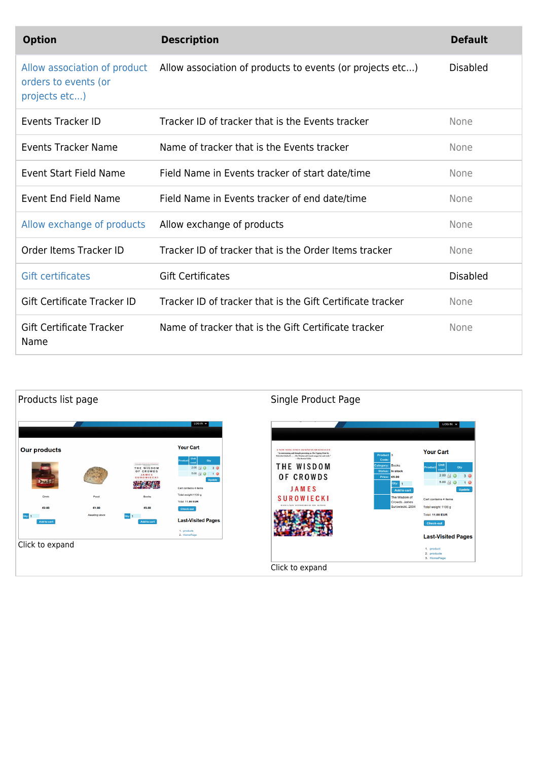| Option | Description | Default |
| --- | --- | --- |
| Allow association of product orders to events (or projects etc...) | Allow association of products to events (or projects etc...) | Disabled |
| Events Tracker ID | Tracker ID of tracker that is the Events tracker | None |
| Events Tracker Name | Name of tracker that is the Events tracker | None |
| Event Start Field Name | Field Name in Events tracker of start date/time | None |
| Event End Field Name | Field Name in Events tracker of end date/time | None |
| Allow exchange of products | Allow exchange of products | None |
| Order Items Tracker ID | Tracker ID of tracker that is the Order Items tracker | None |
| Gift certificates | Gift Certificates | Disabled |
| Gift Certificate Tracker ID | Tracker ID of tracker that is the Gift Certificate tracker | None |
| Gift Certificate Tracker Name | Name of tracker that is the Gift Certificate tracker | None |

| Products list page | Single Product Page |
| --- | --- |
| Click to expand | Click to expand |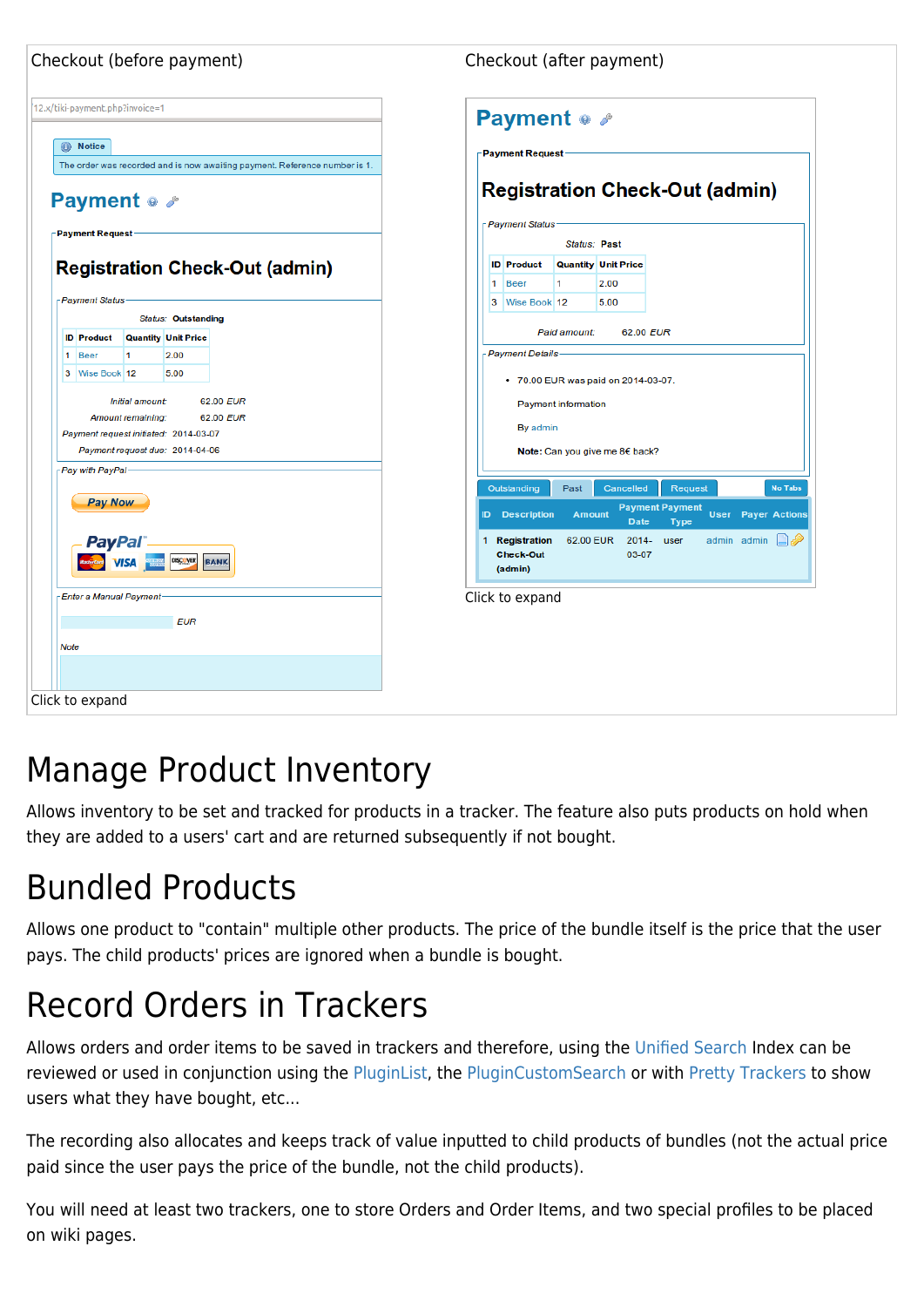| Checkout (before payment) | Checkout (after payment) |
|---|---|
| Click to expand | Click to expand |

# Manage Product Inventory

Allows inventory to be set and tracked for products in a tracker. The feature also puts products on hold when they are added to a users' cart and are returned subsequently if not bought.

# Bundled Products

Allows one product to "contain" multiple other products. The price of the bundle itself is the price that the user pays. The child products' prices are ignored when a bundle is bought.

# Record Orders in Trackers

Allows orders and order items to be saved in trackers and therefore, using the Unified Search Index can be reviewed or used in conjunction using the PluginList, the PluginCustomSearch or with Pretty Trackers to show users what they have bought, etc...

The recording also allocates and keeps track of value inputted to child products of bundles (not the actual price paid since the user pays the price of the bundle, not the child products).

You will need at least two trackers, one to store Orders and Order Items, and two special profiles to be placed on wiki pages.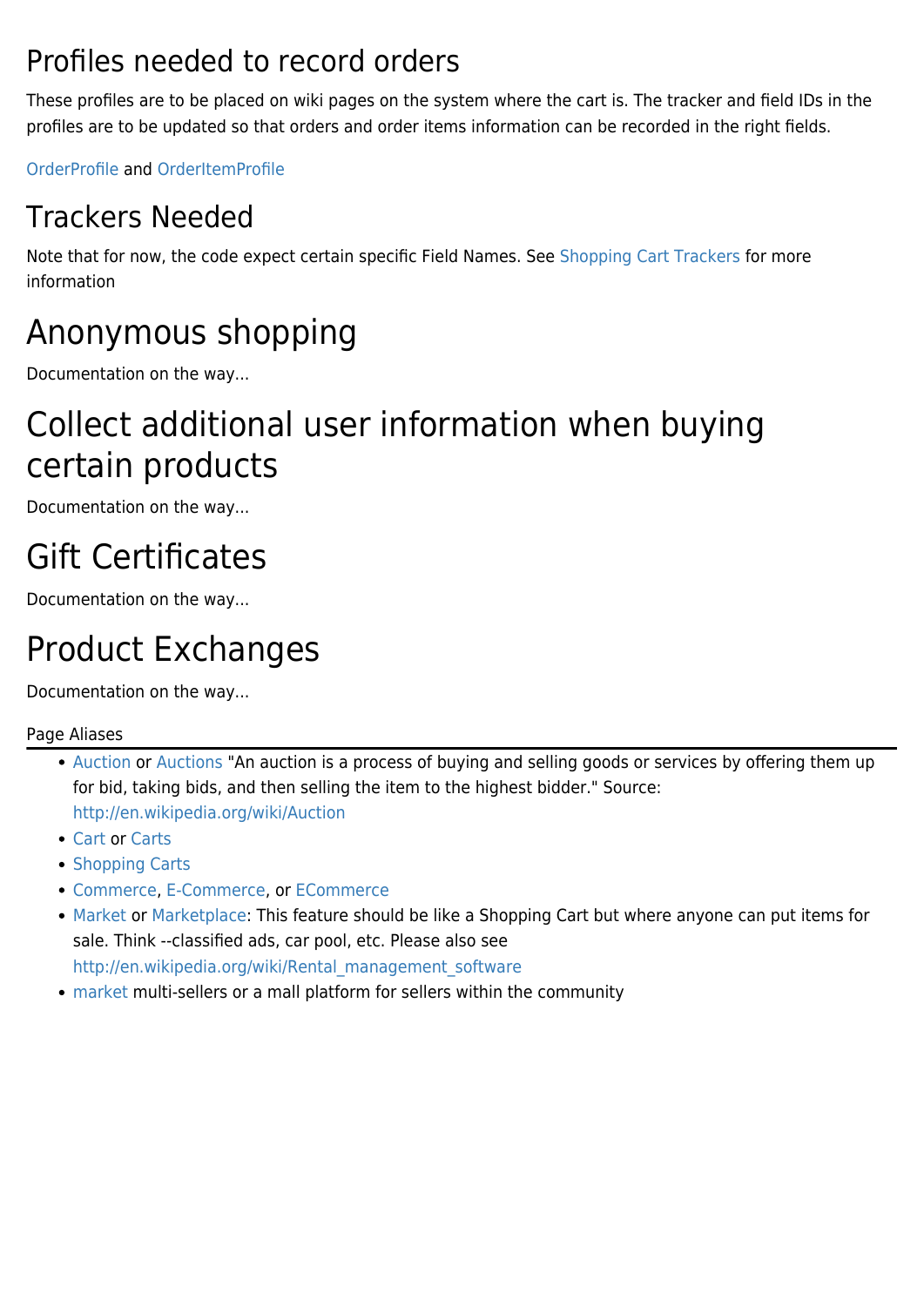## Profiles needed to record orders

These profiles are to be placed on wiki pages on the system where the cart is. The tracker and field IDs in the profiles are to be updated so that orders and order items information can be recorded in the right fields.

OrderProfile and OrderItemProfile

## Trackers Needed

Note that for now, the code expect certain specific Field Names. See Shopping Cart Trackers for more information

# Anonymous shopping

Documentation on the way...

# Collect additional user information when buying certain products

Documentation on the way...

# Gift Certificates

Documentation on the way...

# Product Exchanges

Documentation on the way...

Page Aliases

- Auction or Auctions "An auction is a process of buying and selling goods or services by offering them up for bid, taking bids, and then selling the item to the highest bidder." Source: http://en.wikipedia.org/wiki/Auction
- Cart or Carts
- Shopping Carts
- Commerce, E-Commerce, or ECommerce
- Market or Marketplace: This feature should be like a Shopping Cart but where anyone can put items for sale. Think --classified ads, car pool, etc. Please also see http://en.wikipedia.org/wiki/Rental_management_software
- market multi-sellers or a mall platform for sellers within the community